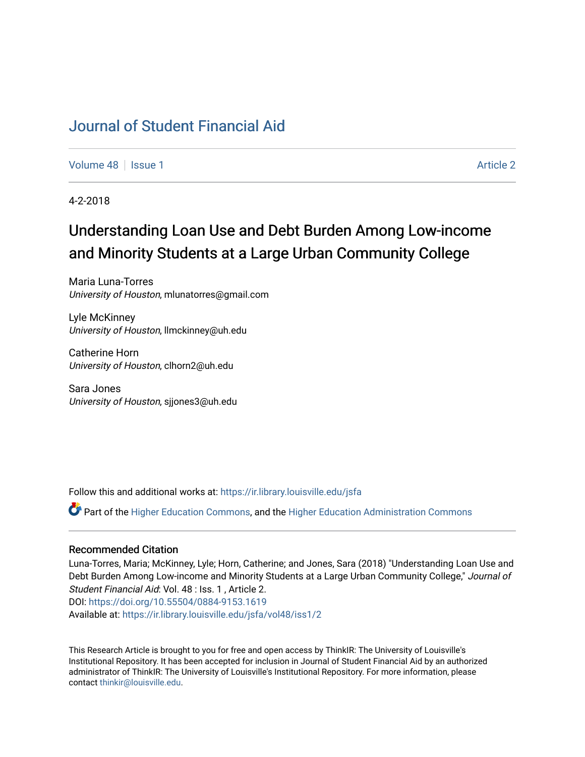# Journal of Student Financial Aid

Volume 48 | Issue 1 | Article 2

4-2-2018

## Understanding Loan Use and Debt Burden Among Low-income and Minority Students at a Large Urban Community College

Maria Luna-Torres
*University of Houston*, mlunatorres@gmail.com

Lyle McKinney
*University of Houston*, llmckinney@uh.edu

Catherine Horn
*University of Houston*, clhorn2@uh.edu

Sara Jones
*University of Houston*, sjjones3@uh.edu

Follow this and additional works at: https://ir.library.louisville.edu/jsfa

Part of the Higher Education Commons, and the Higher Education Administration Commons

### Recommended Citation

Luna-Torres, Maria; McKinney, Lyle; Horn, Catherine; and Jones, Sara (2018) "Understanding Loan Use and Debt Burden Among Low-income and Minority Students at a Large Urban Community College," *Journal of Student Financial Aid*: Vol. 48 : Iss. 1 , Article 2.
DOI: https://doi.org/10.55504/0884-9153.1619
Available at: https://ir.library.louisville.edu/jsfa/vol48/iss1/2

This Research Article is brought to you for free and open access by ThinkIR: The University of Louisville's Institutional Repository. It has been accepted for inclusion in Journal of Student Financial Aid by an authorized administrator of ThinkIR: The University of Louisville's Institutional Repository. For more information, please contact thinkir@louisville.edu.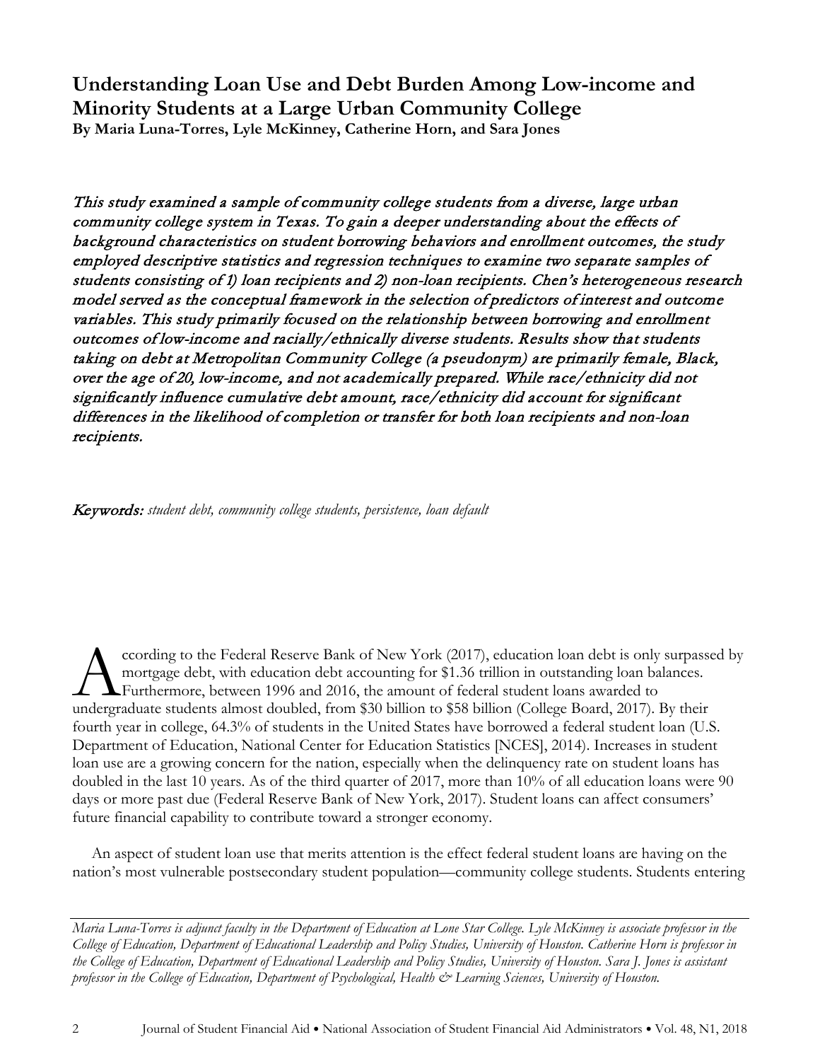# Understanding Loan Use and Debt Burden Among Low-income and Minority Students at a Large Urban Community College

**By Maria Luna-Torres, Lyle McKinney, Catherine Horn, and Sara Jones**

*This study examined a sample of community college students from a diverse, large urban community college system in Texas. To gain a deeper understanding about the effects of background characteristics on student borrowing behaviors and enrollment outcomes, the study employed descriptive statistics and regression techniques to examine two separate samples of students consisting of 1) loan recipients and 2) non-loan recipients. Chen's heterogeneous research model served as the conceptual framework in the selection of predictors of interest and outcome variables. This study primarily focused on the relationship between borrowing and enrollment outcomes of low-income and racially/ethnically diverse students. Results show that students taking on debt at Metropolitan Community College (a pseudonym) are primarily female, Black, over the age of 20, low-income, and not academically prepared. While race/ethnicity did not significantly influence cumulative debt amount, race/ethnicity did account for significant differences in the likelihood of completion or transfer for both loan recipients and non-loan recipients.*

*Keywords: student debt, community college students, persistence, loan default*

According to the Federal Reserve Bank of New York (2017), education loan debt is only surpassed by mortgage debt, with education debt accounting for $1.36 trillion in outstanding loan balances. Furthermore, between 1996 and 2016, the amount of federal student loans awarded to undergraduate students almost doubled, from $30 billion to $58 billion (College Board, 2017). By their fourth year in college, 64.3% of students in the United States have borrowed a federal student loan (U.S. Department of Education, National Center for Education Statistics [NCES], 2014). Increases in student loan use are a growing concern for the nation, especially when the delinquency rate on student loans has doubled in the last 10 years. As of the third quarter of 2017, more than 10% of all education loans were 90 days or more past due (Federal Reserve Bank of New York, 2017). Student loans can affect consumers' future financial capability to contribute toward a stronger economy.

An aspect of student loan use that merits attention is the effect federal student loans are having on the nation's most vulnerable postsecondary student population—community college students. Students entering

*Maria Luna-Torres is adjunct faculty in the Department of Education at Lone Star College. Lyle McKinney is associate professor in the College of Education, Department of Educational Leadership and Policy Studies, University of Houston. Catherine Horn is professor in the College of Education, Department of Educational Leadership and Policy Studies, University of Houston. Sara J. Jones is assistant professor in the College of Education, Department of Psychological, Health & Learning Sciences, University of Houston.*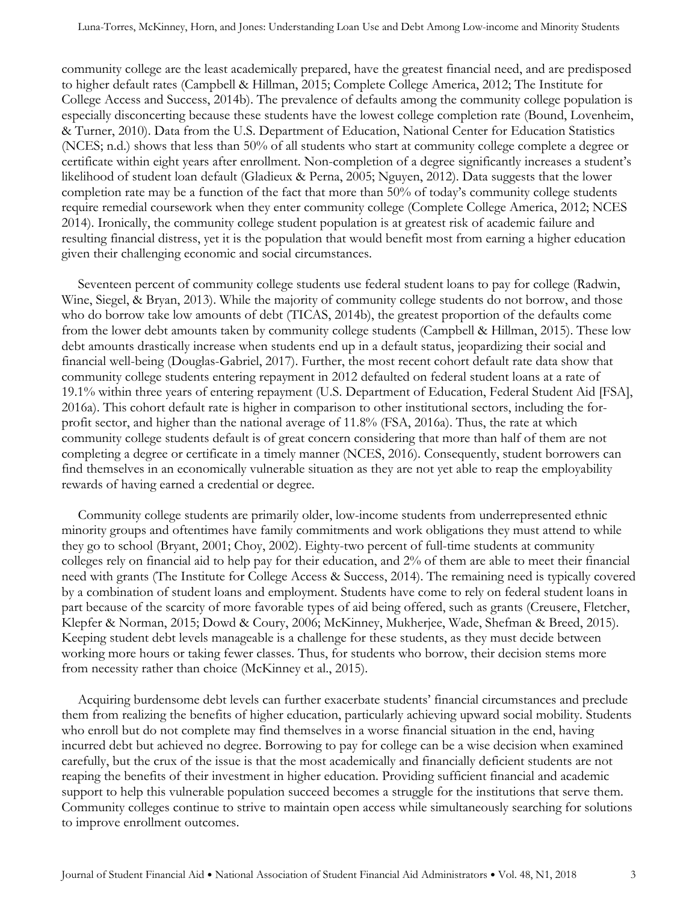community college are the least academically prepared, have the greatest financial need, and are predisposed to higher default rates (Campbell & Hillman, 2015; Complete College America, 2012; The Institute for College Access and Success, 2014b). The prevalence of defaults among the community college population is especially disconcerting because these students have the lowest college completion rate (Bound, Lovenheim, & Turner, 2010). Data from the U.S. Department of Education, National Center for Education Statistics (NCES; n.d.) shows that less than 50% of all students who start at community college complete a degree or certificate within eight years after enrollment. Non-completion of a degree significantly increases a student's likelihood of student loan default (Gladieux & Perna, 2005; Nguyen, 2012). Data suggests that the lower completion rate may be a function of the fact that more than 50% of today's community college students require remedial coursework when they enter community college (Complete College America, 2012; NCES 2014). Ironically, the community college student population is at greatest risk of academic failure and resulting financial distress, yet it is the population that would benefit most from earning a higher education given their challenging economic and social circumstances.

Seventeen percent of community college students use federal student loans to pay for college (Radwin, Wine, Siegel, & Bryan, 2013). While the majority of community college students do not borrow, and those who do borrow take low amounts of debt (TICAS, 2014b), the greatest proportion of the defaults come from the lower debt amounts taken by community college students (Campbell & Hillman, 2015). These low debt amounts drastically increase when students end up in a default status, jeopardizing their social and financial well-being (Douglas-Gabriel, 2017). Further, the most recent cohort default rate data show that community college students entering repayment in 2012 defaulted on federal student loans at a rate of 19.1% within three years of entering repayment (U.S. Department of Education, Federal Student Aid [FSA], 2016a). This cohort default rate is higher in comparison to other institutional sectors, including the for-profit sector, and higher than the national average of 11.8% (FSA, 2016a). Thus, the rate at which community college students default is of great concern considering that more than half of them are not completing a degree or certificate in a timely manner (NCES, 2016). Consequently, student borrowers can find themselves in an economically vulnerable situation as they are not yet able to reap the employability rewards of having earned a credential or degree.

Community college students are primarily older, low-income students from underrepresented ethnic minority groups and oftentimes have family commitments and work obligations they must attend to while they go to school (Bryant, 2001; Choy, 2002). Eighty-two percent of full-time students at community colleges rely on financial aid to help pay for their education, and 2% of them are able to meet their financial need with grants (The Institute for College Access & Success, 2014). The remaining need is typically covered by a combination of student loans and employment. Students have come to rely on federal student loans in part because of the scarcity of more favorable types of aid being offered, such as grants (Creusere, Fletcher, Klepfer & Norman, 2015; Dowd & Coury, 2006; McKinney, Mukherjee, Wade, Shefman & Breed, 2015). Keeping student debt levels manageable is a challenge for these students, as they must decide between working more hours or taking fewer classes. Thus, for students who borrow, their decision stems more from necessity rather than choice (McKinney et al., 2015).

Acquiring burdensome debt levels can further exacerbate students' financial circumstances and preclude them from realizing the benefits of higher education, particularly achieving upward social mobility. Students who enroll but do not complete may find themselves in a worse financial situation in the end, having incurred debt but achieved no degree. Borrowing to pay for college can be a wise decision when examined carefully, but the crux of the issue is that the most academically and financially deficient students are not reaping the benefits of their investment in higher education. Providing sufficient financial and academic support to help this vulnerable population succeed becomes a struggle for the institutions that serve them. Community colleges continue to strive to maintain open access while simultaneously searching for solutions to improve enrollment outcomes.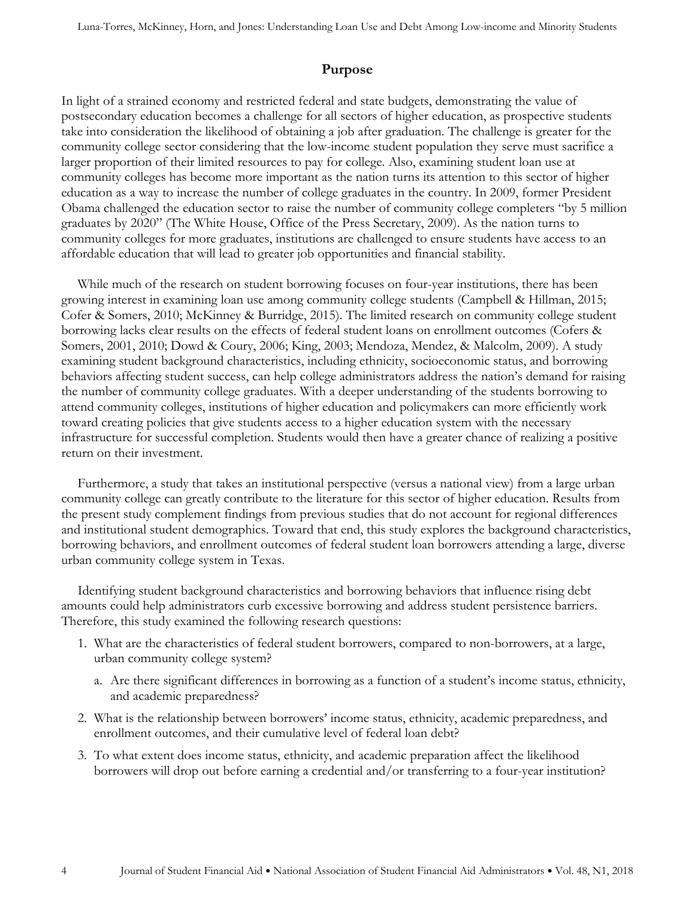## Purpose

In light of a strained economy and restricted federal and state budgets, demonstrating the value of postsecondary education becomes a challenge for all sectors of higher education, as prospective students take into consideration the likelihood of obtaining a job after graduation. The challenge is greater for the community college sector considering that the low-income student population they serve must sacrifice a larger proportion of their limited resources to pay for college. Also, examining student loan use at community colleges has become more important as the nation turns its attention to this sector of higher education as a way to increase the number of college graduates in the country. In 2009, former President Obama challenged the education sector to raise the number of community college completers "by 5 million graduates by 2020" (The White House, Office of the Press Secretary, 2009). As the nation turns to community colleges for more graduates, institutions are challenged to ensure students have access to an affordable education that will lead to greater job opportunities and financial stability.

While much of the research on student borrowing focuses on four-year institutions, there has been growing interest in examining loan use among community college students (Campbell & Hillman, 2015; Cofer & Somers, 2010; McKinney & Burridge, 2015). The limited research on community college student borrowing lacks clear results on the effects of federal student loans on enrollment outcomes (Cofers & Somers, 2001, 2010; Dowd & Coury, 2006; King, 2003; Mendoza, Mendez, & Malcolm, 2009). A study examining student background characteristics, including ethnicity, socioeconomic status, and borrowing behaviors affecting student success, can help college administrators address the nation's demand for raising the number of community college graduates. With a deeper understanding of the students borrowing to attend community colleges, institutions of higher education and policymakers can more efficiently work toward creating policies that give students access to a higher education system with the necessary infrastructure for successful completion. Students would then have a greater chance of realizing a positive return on their investment.

Furthermore, a study that takes an institutional perspective (versus a national view) from a large urban community college can greatly contribute to the literature for this sector of higher education. Results from the present study complement findings from previous studies that do not account for regional differences and institutional student demographics. Toward that end, this study explores the background characteristics, borrowing behaviors, and enrollment outcomes of federal student loan borrowers attending a large, diverse urban community college system in Texas.

Identifying student background characteristics and borrowing behaviors that influence rising debt amounts could help administrators curb excessive borrowing and address student persistence barriers. Therefore, this study examined the following research questions:

1. What are the characteristics of federal student borrowers, compared to non-borrowers, at a large, urban community college system?
   a. Are there significant differences in borrowing as a function of a student's income status, ethnicity, and academic preparedness?
2. What is the relationship between borrowers' income status, ethnicity, academic preparedness, and enrollment outcomes, and their cumulative level of federal loan debt?
3. To what extent does income status, ethnicity, and academic preparation affect the likelihood borrowers will drop out before earning a credential and/or transferring to a four-year institution?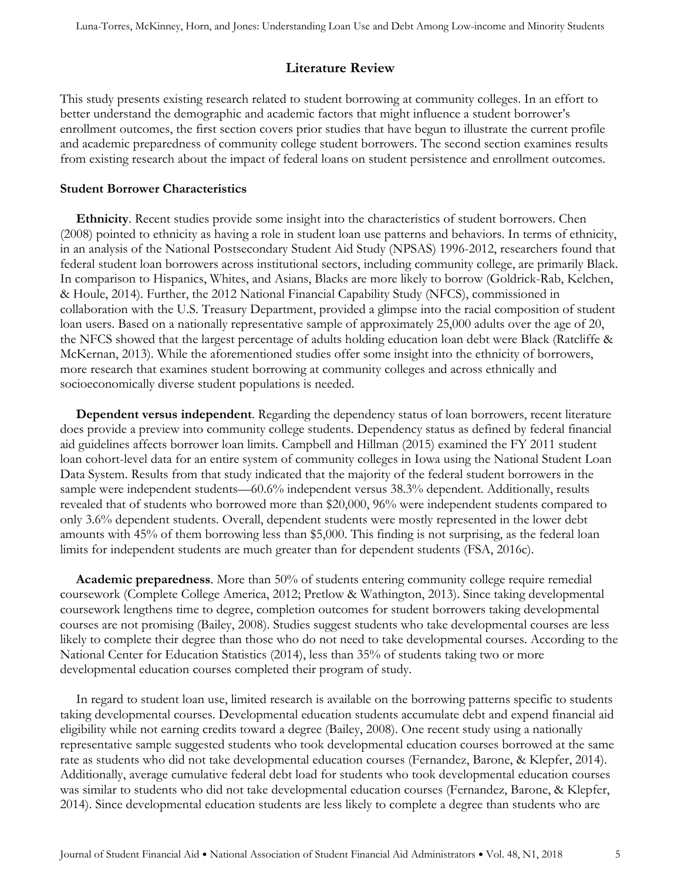## Literature Review

This study presents existing research related to student borrowing at community colleges. In an effort to better understand the demographic and academic factors that might influence a student borrower's enrollment outcomes, the first section covers prior studies that have begun to illustrate the current profile and academic preparedness of community college student borrowers. The second section examines results from existing research about the impact of federal loans on student persistence and enrollment outcomes.

### Student Borrower Characteristics

**Ethnicity**. Recent studies provide some insight into the characteristics of student borrowers. Chen (2008) pointed to ethnicity as having a role in student loan use patterns and behaviors. In terms of ethnicity, in an analysis of the National Postsecondary Student Aid Study (NPSAS) 1996-2012, researchers found that federal student loan borrowers across institutional sectors, including community college, are primarily Black. In comparison to Hispanics, Whites, and Asians, Blacks are more likely to borrow (Goldrick-Rab, Kelchen, & Houle, 2014). Further, the 2012 National Financial Capability Study (NFCS), commissioned in collaboration with the U.S. Treasury Department, provided a glimpse into the racial composition of student loan users. Based on a nationally representative sample of approximately 25,000 adults over the age of 20, the NFCS showed that the largest percentage of adults holding education loan debt were Black (Ratcliffe & McKernan, 2013). While the aforementioned studies offer some insight into the ethnicity of borrowers, more research that examines student borrowing at community colleges and across ethnically and socioeconomically diverse student populations is needed.

**Dependent versus independent**. Regarding the dependency status of loan borrowers, recent literature does provide a preview into community college students. Dependency status as defined by federal financial aid guidelines affects borrower loan limits. Campbell and Hillman (2015) examined the FY 2011 student loan cohort-level data for an entire system of community colleges in Iowa using the National Student Loan Data System. Results from that study indicated that the majority of the federal student borrowers in the sample were independent students—60.6% independent versus 38.3% dependent. Additionally, results revealed that of students who borrowed more than $20,000, 96% were independent students compared to only 3.6% dependent students. Overall, dependent students were mostly represented in the lower debt amounts with 45% of them borrowing less than $5,000. This finding is not surprising, as the federal loan limits for independent students are much greater than for dependent students (FSA, 2016c).

**Academic preparedness**. More than 50% of students entering community college require remedial coursework (Complete College America, 2012; Pretlow & Wathington, 2013). Since taking developmental coursework lengthens time to degree, completion outcomes for student borrowers taking developmental courses are not promising (Bailey, 2008). Studies suggest students who take developmental courses are less likely to complete their degree than those who do not need to take developmental courses. According to the National Center for Education Statistics (2014), less than 35% of students taking two or more developmental education courses completed their program of study.

In regard to student loan use, limited research is available on the borrowing patterns specific to students taking developmental courses. Developmental education students accumulate debt and expend financial aid eligibility while not earning credits toward a degree (Bailey, 2008). One recent study using a nationally representative sample suggested students who took developmental education courses borrowed at the same rate as students who did not take developmental education courses (Fernandez, Barone, & Klepfer, 2014). Additionally, average cumulative federal debt load for students who took developmental education courses was similar to students who did not take developmental education courses (Fernandez, Barone, & Klepfer, 2014). Since developmental education students are less likely to complete a degree than students who are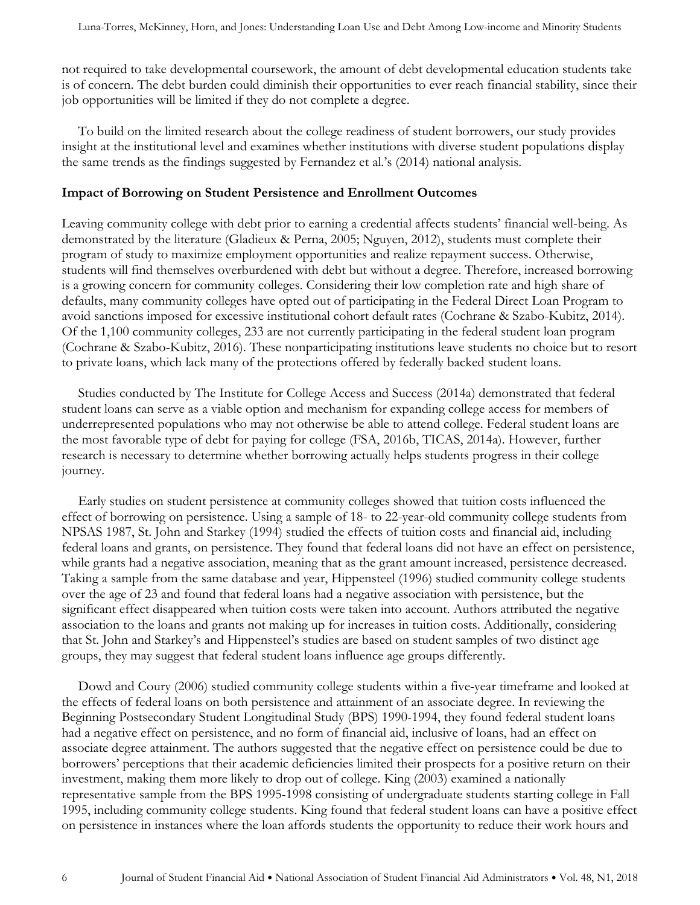not required to take developmental coursework, the amount of debt developmental education students take is of concern. The debt burden could diminish their opportunities to ever reach financial stability, since their job opportunities will be limited if they do not complete a degree.

To build on the limited research about the college readiness of student borrowers, our study provides insight at the institutional level and examines whether institutions with diverse student populations display the same trends as the findings suggested by Fernandez et al.'s (2014) national analysis.

### Impact of Borrowing on Student Persistence and Enrollment Outcomes

Leaving community college with debt prior to earning a credential affects students' financial well-being. As demonstrated by the literature (Gladieux & Perna, 2005; Nguyen, 2012), students must complete their program of study to maximize employment opportunities and realize repayment success. Otherwise, students will find themselves overburdened with debt but without a degree. Therefore, increased borrowing is a growing concern for community colleges. Considering their low completion rate and high share of defaults, many community colleges have opted out of participating in the Federal Direct Loan Program to avoid sanctions imposed for excessive institutional cohort default rates (Cochrane & Szabo-Kubitz, 2014). Of the 1,100 community colleges, 233 are not currently participating in the federal student loan program (Cochrane & Szabo-Kubitz, 2016). These nonparticipating institutions leave students no choice but to resort to private loans, which lack many of the protections offered by federally backed student loans.

Studies conducted by The Institute for College Access and Success (2014a) demonstrated that federal student loans can serve as a viable option and mechanism for expanding college access for members of underrepresented populations who may not otherwise be able to attend college. Federal student loans are the most favorable type of debt for paying for college (FSA, 2016b, TICAS, 2014a). However, further research is necessary to determine whether borrowing actually helps students progress in their college journey.

Early studies on student persistence at community colleges showed that tuition costs influenced the effect of borrowing on persistence. Using a sample of 18- to 22-year-old community college students from NPSAS 1987, St. John and Starkey (1994) studied the effects of tuition costs and financial aid, including federal loans and grants, on persistence. They found that federal loans did not have an effect on persistence, while grants had a negative association, meaning that as the grant amount increased, persistence decreased. Taking a sample from the same database and year, Hippensteel (1996) studied community college students over the age of 23 and found that federal loans had a negative association with persistence, but the significant effect disappeared when tuition costs were taken into account. Authors attributed the negative association to the loans and grants not making up for increases in tuition costs. Additionally, considering that St. John and Starkey's and Hippensteel's studies are based on student samples of two distinct age groups, they may suggest that federal student loans influence age groups differently.

Dowd and Coury (2006) studied community college students within a five-year timeframe and looked at the effects of federal loans on both persistence and attainment of an associate degree. In reviewing the Beginning Postsecondary Student Longitudinal Study (BPS) 1990-1994, they found federal student loans had a negative effect on persistence, and no form of financial aid, inclusive of loans, had an effect on associate degree attainment. The authors suggested that the negative effect on persistence could be due to borrowers' perceptions that their academic deficiencies limited their prospects for a positive return on their investment, making them more likely to drop out of college. King (2003) examined a nationally representative sample from the BPS 1995-1998 consisting of undergraduate students starting college in Fall 1995, including community college students. King found that federal student loans can have a positive effect on persistence in instances where the loan affords students the opportunity to reduce their work hours and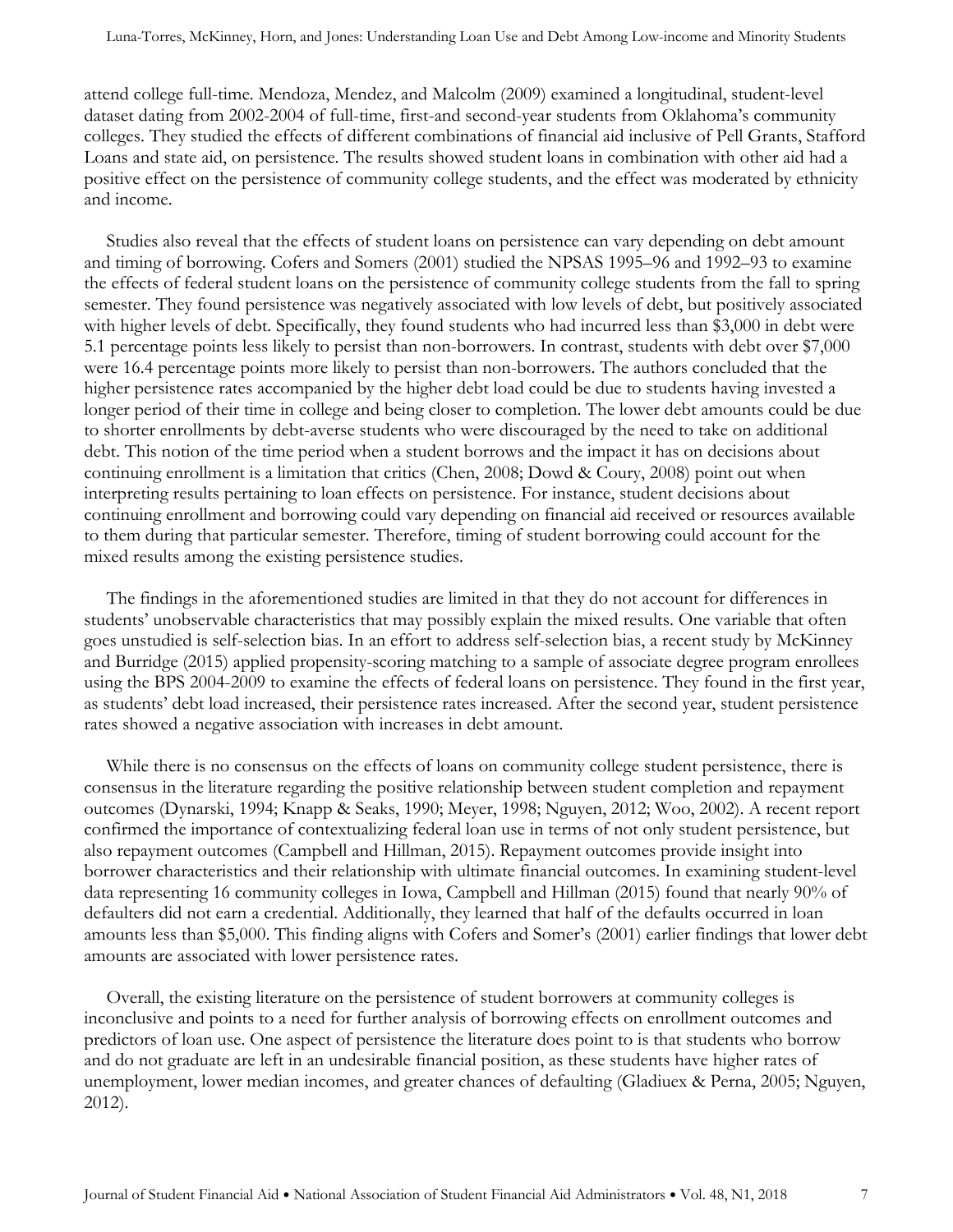attend college full-time. Mendoza, Mendez, and Malcolm (2009) examined a longitudinal, student-level dataset dating from 2002-2004 of full-time, first-and second-year students from Oklahoma's community colleges. They studied the effects of different combinations of financial aid inclusive of Pell Grants, Stafford Loans and state aid, on persistence. The results showed student loans in combination with other aid had a positive effect on the persistence of community college students, and the effect was moderated by ethnicity and income.

Studies also reveal that the effects of student loans on persistence can vary depending on debt amount and timing of borrowing. Cofers and Somers (2001) studied the NPSAS 1995–96 and 1992–93 to examine the effects of federal student loans on the persistence of community college students from the fall to spring semester. They found persistence was negatively associated with low levels of debt, but positively associated with higher levels of debt. Specifically, they found students who had incurred less than $3,000 in debt were 5.1 percentage points less likely to persist than non-borrowers. In contrast, students with debt over $7,000 were 16.4 percentage points more likely to persist than non-borrowers. The authors concluded that the higher persistence rates accompanied by the higher debt load could be due to students having invested a longer period of their time in college and being closer to completion. The lower debt amounts could be due to shorter enrollments by debt-averse students who were discouraged by the need to take on additional debt. This notion of the time period when a student borrows and the impact it has on decisions about continuing enrollment is a limitation that critics (Chen, 2008; Dowd & Coury, 2008) point out when interpreting results pertaining to loan effects on persistence. For instance, student decisions about continuing enrollment and borrowing could vary depending on financial aid received or resources available to them during that particular semester. Therefore, timing of student borrowing could account for the mixed results among the existing persistence studies.

The findings in the aforementioned studies are limited in that they do not account for differences in students' unobservable characteristics that may possibly explain the mixed results. One variable that often goes unstudied is self-selection bias. In an effort to address self-selection bias, a recent study by McKinney and Burridge (2015) applied propensity-scoring matching to a sample of associate degree program enrollees using the BPS 2004-2009 to examine the effects of federal loans on persistence. They found in the first year, as students' debt load increased, their persistence rates increased. After the second year, student persistence rates showed a negative association with increases in debt amount.

While there is no consensus on the effects of loans on community college student persistence, there is consensus in the literature regarding the positive relationship between student completion and repayment outcomes (Dynarski, 1994; Knapp & Seaks, 1990; Meyer, 1998; Nguyen, 2012; Woo, 2002). A recent report confirmed the importance of contextualizing federal loan use in terms of not only student persistence, but also repayment outcomes (Campbell and Hillman, 2015). Repayment outcomes provide insight into borrower characteristics and their relationship with ultimate financial outcomes. In examining student-level data representing 16 community colleges in Iowa, Campbell and Hillman (2015) found that nearly 90% of defaulters did not earn a credential. Additionally, they learned that half of the defaults occurred in loan amounts less than $5,000. This finding aligns with Cofers and Somer's (2001) earlier findings that lower debt amounts are associated with lower persistence rates.

Overall, the existing literature on the persistence of student borrowers at community colleges is inconclusive and points to a need for further analysis of borrowing effects on enrollment outcomes and predictors of loan use. One aspect of persistence the literature does point to is that students who borrow and do not graduate are left in an undesirable financial position, as these students have higher rates of unemployment, lower median incomes, and greater chances of defaulting (Gladiuex & Perna, 2005; Nguyen, 2012).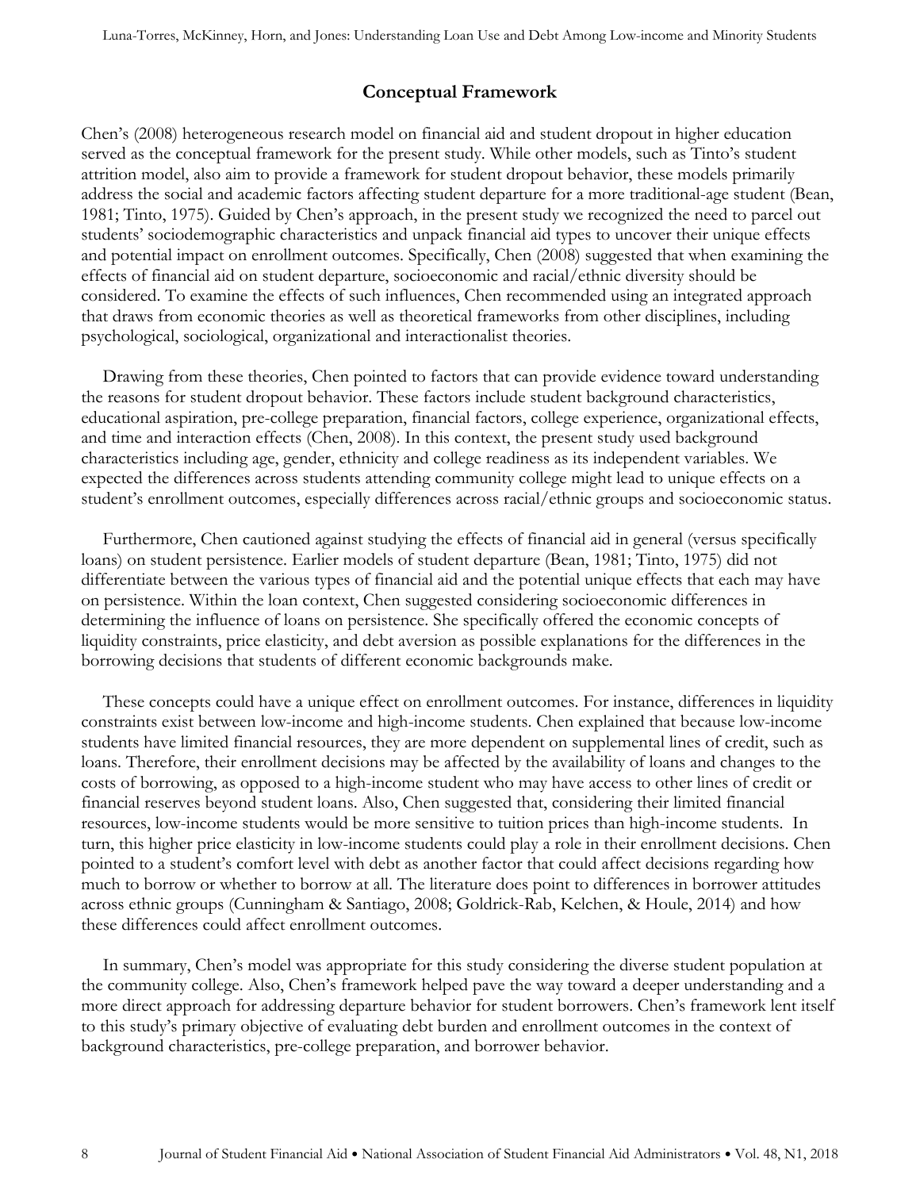## Conceptual Framework

Chen's (2008) heterogeneous research model on financial aid and student dropout in higher education served as the conceptual framework for the present study. While other models, such as Tinto's student attrition model, also aim to provide a framework for student dropout behavior, these models primarily address the social and academic factors affecting student departure for a more traditional-age student (Bean, 1981; Tinto, 1975). Guided by Chen's approach, in the present study we recognized the need to parcel out students' sociodemographic characteristics and unpack financial aid types to uncover their unique effects and potential impact on enrollment outcomes. Specifically, Chen (2008) suggested that when examining the effects of financial aid on student departure, socioeconomic and racial/ethnic diversity should be considered. To examine the effects of such influences, Chen recommended using an integrated approach that draws from economic theories as well as theoretical frameworks from other disciplines, including psychological, sociological, organizational and interactionalist theories.

Drawing from these theories, Chen pointed to factors that can provide evidence toward understanding the reasons for student dropout behavior. These factors include student background characteristics, educational aspiration, pre-college preparation, financial factors, college experience, organizational effects, and time and interaction effects (Chen, 2008). In this context, the present study used background characteristics including age, gender, ethnicity and college readiness as its independent variables. We expected the differences across students attending community college might lead to unique effects on a student's enrollment outcomes, especially differences across racial/ethnic groups and socioeconomic status.

Furthermore, Chen cautioned against studying the effects of financial aid in general (versus specifically loans) on student persistence. Earlier models of student departure (Bean, 1981; Tinto, 1975) did not differentiate between the various types of financial aid and the potential unique effects that each may have on persistence. Within the loan context, Chen suggested considering socioeconomic differences in determining the influence of loans on persistence. She specifically offered the economic concepts of liquidity constraints, price elasticity, and debt aversion as possible explanations for the differences in the borrowing decisions that students of different economic backgrounds make.

These concepts could have a unique effect on enrollment outcomes. For instance, differences in liquidity constraints exist between low-income and high-income students. Chen explained that because low-income students have limited financial resources, they are more dependent on supplemental lines of credit, such as loans. Therefore, their enrollment decisions may be affected by the availability of loans and changes to the costs of borrowing, as opposed to a high-income student who may have access to other lines of credit or financial reserves beyond student loans. Also, Chen suggested that, considering their limited financial resources, low-income students would be more sensitive to tuition prices than high-income students. In turn, this higher price elasticity in low-income students could play a role in their enrollment decisions. Chen pointed to a student's comfort level with debt as another factor that could affect decisions regarding how much to borrow or whether to borrow at all. The literature does point to differences in borrower attitudes across ethnic groups (Cunningham & Santiago, 2008; Goldrick-Rab, Kelchen, & Houle, 2014) and how these differences could affect enrollment outcomes.

In summary, Chen's model was appropriate for this study considering the diverse student population at the community college. Also, Chen's framework helped pave the way toward a deeper understanding and a more direct approach for addressing departure behavior for student borrowers. Chen's framework lent itself to this study's primary objective of evaluating debt burden and enrollment outcomes in the context of background characteristics, pre-college preparation, and borrower behavior.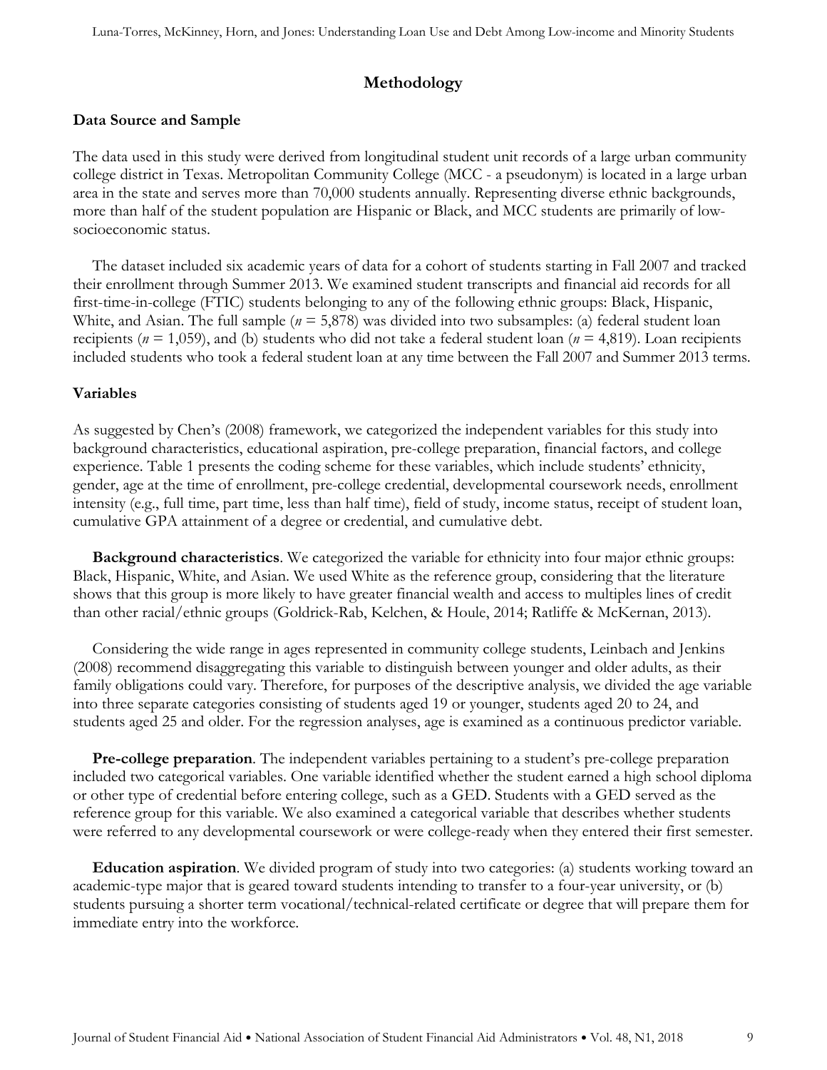## Methodology

### Data Source and Sample

The data used in this study were derived from longitudinal student unit records of a large urban community college district in Texas. Metropolitan Community College (MCC - a pseudonym) is located in a large urban area in the state and serves more than 70,000 students annually. Representing diverse ethnic backgrounds, more than half of the student population are Hispanic or Black, and MCC students are primarily of low-socioeconomic status.

The dataset included six academic years of data for a cohort of students starting in Fall 2007 and tracked their enrollment through Summer 2013. We examined student transcripts and financial aid records for all first-time-in-college (FTIC) students belonging to any of the following ethnic groups: Black, Hispanic, White, and Asian. The full sample (*n* = 5,878) was divided into two subsamples: (a) federal student loan recipients (*n* = 1,059), and (b) students who did not take a federal student loan (*n* = 4,819). Loan recipients included students who took a federal student loan at any time between the Fall 2007 and Summer 2013 terms.

### Variables

As suggested by Chen's (2008) framework, we categorized the independent variables for this study into background characteristics, educational aspiration, pre-college preparation, financial factors, and college experience. Table 1 presents the coding scheme for these variables, which include students' ethnicity, gender, age at the time of enrollment, pre-college credential, developmental coursework needs, enrollment intensity (e.g., full time, part time, less than half time), field of study, income status, receipt of student loan, cumulative GPA attainment of a degree or credential, and cumulative debt.

**Background characteristics**. We categorized the variable for ethnicity into four major ethnic groups: Black, Hispanic, White, and Asian. We used White as the reference group, considering that the literature shows that this group is more likely to have greater financial wealth and access to multiples lines of credit than other racial/ethnic groups (Goldrick-Rab, Kelchen, & Houle, 2014; Ratliffe & McKernan, 2013).

Considering the wide range in ages represented in community college students, Leinbach and Jenkins (2008) recommend disaggregating this variable to distinguish between younger and older adults, as their family obligations could vary. Therefore, for purposes of the descriptive analysis, we divided the age variable into three separate categories consisting of students aged 19 or younger, students aged 20 to 24, and students aged 25 and older. For the regression analyses, age is examined as a continuous predictor variable.

**Pre-college preparation**. The independent variables pertaining to a student's pre-college preparation included two categorical variables. One variable identified whether the student earned a high school diploma or other type of credential before entering college, such as a GED. Students with a GED served as the reference group for this variable. We also examined a categorical variable that describes whether students were referred to any developmental coursework or were college-ready when they entered their first semester.

**Education aspiration**. We divided program of study into two categories: (a) students working toward an academic-type major that is geared toward students intending to transfer to a four-year university, or (b) students pursuing a shorter term vocational/technical-related certificate or degree that will prepare them for immediate entry into the workforce.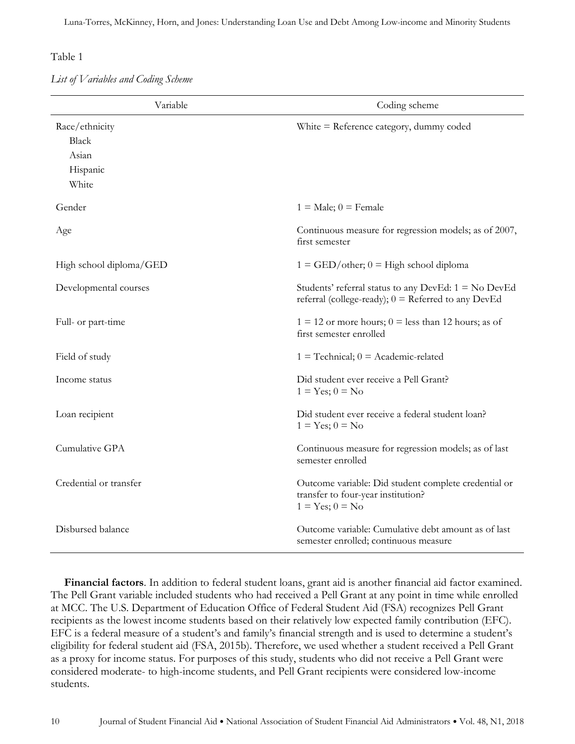Table 1

*List of Variables and Coding Scheme*

| Variable | Coding scheme |
|---|---|
| Race/ethnicity<br>Black<br>Asian<br>Hispanic<br>White | White = Reference category, dummy coded |
| Gender | 1 = Male; 0 = Female |
| Age | Continuous measure for regression models; as of 2007, first semester |
| High school diploma/GED | 1 = GED/other; 0 = High school diploma |
| Developmental courses | Students' referral status to any DevEd: 1 = No DevEd referral (college-ready); 0 = Referred to any DevEd |
| Full- or part-time | 1 = 12 or more hours; 0 = less than 12 hours; as of first semester enrolled |
| Field of study | 1 = Technical; 0 = Academic-related |
| Income status | Did student ever receive a Pell Grant?<br>1 = Yes; 0 = No |
| Loan recipient | Did student ever receive a federal student loan?<br>1 = Yes; 0 = No |
| Cumulative GPA | Continuous measure for regression models; as of last semester enrolled |
| Credential or transfer | Outcome variable: Did student complete credential or transfer to four-year institution?<br>1 = Yes; 0 = No |
| Disbursed balance | Outcome variable: Cumulative debt amount as of last semester enrolled; continuous measure |

**Financial factors**. In addition to federal student loans, grant aid is another financial aid factor examined. The Pell Grant variable included students who had received a Pell Grant at any point in time while enrolled at MCC. The U.S. Department of Education Office of Federal Student Aid (FSA) recognizes Pell Grant recipients as the lowest income students based on their relatively low expected family contribution (EFC). EFC is a federal measure of a student's and family's financial strength and is used to determine a student's eligibility for federal student aid (FSA, 2015b). Therefore, we used whether a student received a Pell Grant as a proxy for income status. For purposes of this study, students who did not receive a Pell Grant were considered moderate- to high-income students, and Pell Grant recipients were considered low-income students.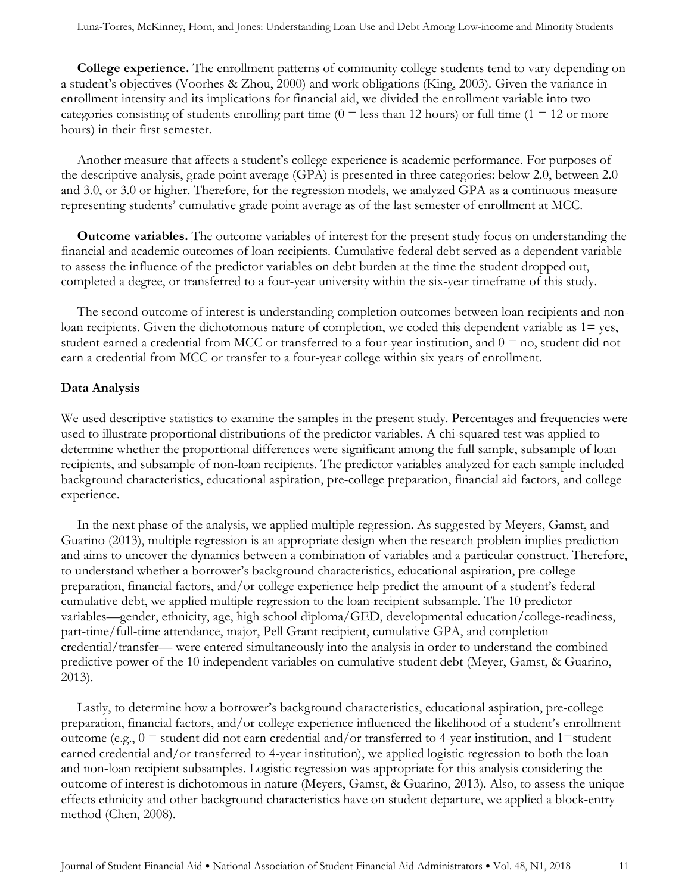**College experience.** The enrollment patterns of community college students tend to vary depending on a student's objectives (Voorhes & Zhou, 2000) and work obligations (King, 2003). Given the variance in enrollment intensity and its implications for financial aid, we divided the enrollment variable into two categories consisting of students enrolling part time (0 = less than 12 hours) or full time (1 = 12 or more hours) in their first semester.

Another measure that affects a student's college experience is academic performance. For purposes of the descriptive analysis, grade point average (GPA) is presented in three categories: below 2.0, between 2.0 and 3.0, or 3.0 or higher. Therefore, for the regression models, we analyzed GPA as a continuous measure representing students' cumulative grade point average as of the last semester of enrollment at MCC.

**Outcome variables.** The outcome variables of interest for the present study focus on understanding the financial and academic outcomes of loan recipients. Cumulative federal debt served as a dependent variable to assess the influence of the predictor variables on debt burden at the time the student dropped out, completed a degree, or transferred to a four-year university within the six-year timeframe of this study.

The second outcome of interest is understanding completion outcomes between loan recipients and non-loan recipients. Given the dichotomous nature of completion, we coded this dependent variable as 1= yes, student earned a credential from MCC or transferred to a four-year institution, and 0 = no, student did not earn a credential from MCC or transfer to a four-year college within six years of enrollment.

### Data Analysis

We used descriptive statistics to examine the samples in the present study. Percentages and frequencies were used to illustrate proportional distributions of the predictor variables. A chi-squared test was applied to determine whether the proportional differences were significant among the full sample, subsample of loan recipients, and subsample of non-loan recipients. The predictor variables analyzed for each sample included background characteristics, educational aspiration, pre-college preparation, financial aid factors, and college experience.

In the next phase of the analysis, we applied multiple regression. As suggested by Meyers, Gamst, and Guarino (2013), multiple regression is an appropriate design when the research problem implies prediction and aims to uncover the dynamics between a combination of variables and a particular construct. Therefore, to understand whether a borrower's background characteristics, educational aspiration, pre-college preparation, financial factors, and/or college experience help predict the amount of a student's federal cumulative debt, we applied multiple regression to the loan-recipient subsample. The 10 predictor variables—gender, ethnicity, age, high school diploma/GED, developmental education/college-readiness, part-time/full-time attendance, major, Pell Grant recipient, cumulative GPA, and completion credential/transfer— were entered simultaneously into the analysis in order to understand the combined predictive power of the 10 independent variables on cumulative student debt (Meyer, Gamst, & Guarino, 2013).

Lastly, to determine how a borrower's background characteristics, educational aspiration, pre-college preparation, financial factors, and/or college experience influenced the likelihood of a student's enrollment outcome (e.g., 0 = student did not earn credential and/or transferred to 4-year institution, and 1=student earned credential and/or transferred to 4-year institution), we applied logistic regression to both the loan and non-loan recipient subsamples. Logistic regression was appropriate for this analysis considering the outcome of interest is dichotomous in nature (Meyers, Gamst, & Guarino, 2013). Also, to assess the unique effects ethnicity and other background characteristics have on student departure, we applied a block-entry method (Chen, 2008).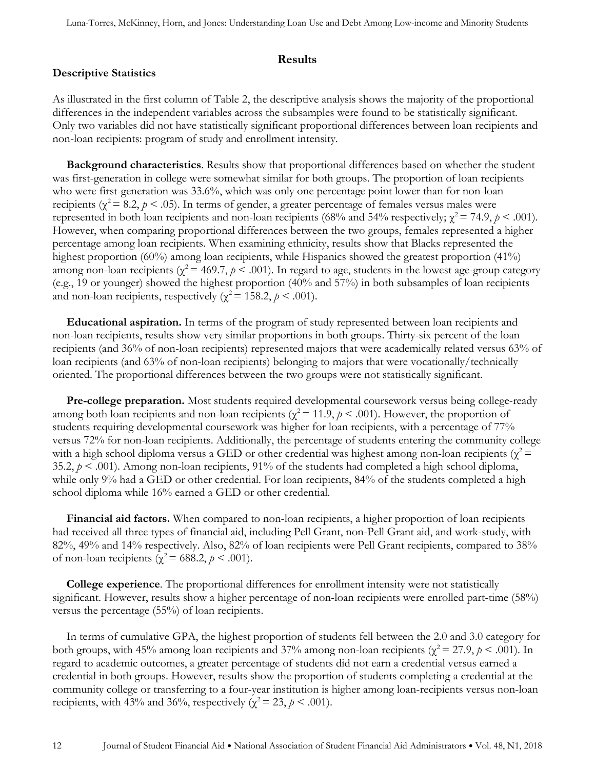## Results

### Descriptive Statistics

As illustrated in the first column of Table 2, the descriptive analysis shows the majority of the proportional differences in the independent variables across the subsamples were found to be statistically significant. Only two variables did not have statistically significant proportional differences between loan recipients and non-loan recipients: program of study and enrollment intensity.

**Background characteristics**. Results show that proportional differences based on whether the student was first-generation in college were somewhat similar for both groups. The proportion of loan recipients who were first-generation was 33.6%, which was only one percentage point lower than for non-loan recipients ($\chi^2 = 8.2$, $p < .05$). In terms of gender, a greater percentage of females versus males were represented in both loan recipients and non-loan recipients (68% and 54% respectively; $\chi^2 = 74.9$, $p < .001$). However, when comparing proportional differences between the two groups, females represented a higher percentage among loan recipients. When examining ethnicity, results show that Blacks represented the highest proportion (60%) among loan recipients, while Hispanics showed the greatest proportion (41%) among non-loan recipients ($\chi^2 = 469.7$, $p < .001$). In regard to age, students in the lowest age-group category (e.g., 19 or younger) showed the highest proportion (40% and 57%) in both subsamples of loan recipients and non-loan recipients, respectively ($\chi^2 = 158.2$, $p < .001$).

**Educational aspiration.** In terms of the program of study represented between loan recipients and non-loan recipients, results show very similar proportions in both groups. Thirty-six percent of the loan recipients (and 36% of non-loan recipients) represented majors that were academically related versus 63% of loan recipients (and 63% of non-loan recipients) belonging to majors that were vocationally/technically oriented. The proportional differences between the two groups were not statistically significant.

**Pre-college preparation.** Most students required developmental coursework versus being college-ready among both loan recipients and non-loan recipients ($\chi^2 = 11.9$, $p < .001$). However, the proportion of students requiring developmental coursework was higher for loan recipients, with a percentage of 77% versus 72% for non-loan recipients. Additionally, the percentage of students entering the community college with a high school diploma versus a GED or other credential was highest among non-loan recipients ($\chi^2 = 35.2$, $p < .001$). Among non-loan recipients, 91% of the students had completed a high school diploma, while only 9% had a GED or other credential. For loan recipients, 84% of the students completed a high school diploma while 16% earned a GED or other credential.

**Financial aid factors.** When compared to non-loan recipients, a higher proportion of loan recipients had received all three types of financial aid, including Pell Grant, non-Pell Grant aid, and work-study, with 82%, 49% and 14% respectively. Also, 82% of loan recipients were Pell Grant recipients, compared to 38% of non-loan recipients ($\chi^2 = 688.2$, $p < .001$).

**College experience**. The proportional differences for enrollment intensity were not statistically significant. However, results show a higher percentage of non-loan recipients were enrolled part-time (58%) versus the percentage (55%) of loan recipients.

In terms of cumulative GPA, the highest proportion of students fell between the 2.0 and 3.0 category for both groups, with 45% among loan recipients and 37% among non-loan recipients ($\chi^2 = 27.9$, $p < .001$). In regard to academic outcomes, a greater percentage of students did not earn a credential versus earned a credential in both groups. However, results show the proportion of students completing a credential at the community college or transferring to a four-year institution is higher among loan-recipients versus non-loan recipients, with 43% and 36%, respectively ($\chi^2 = 23$, $p < .001$).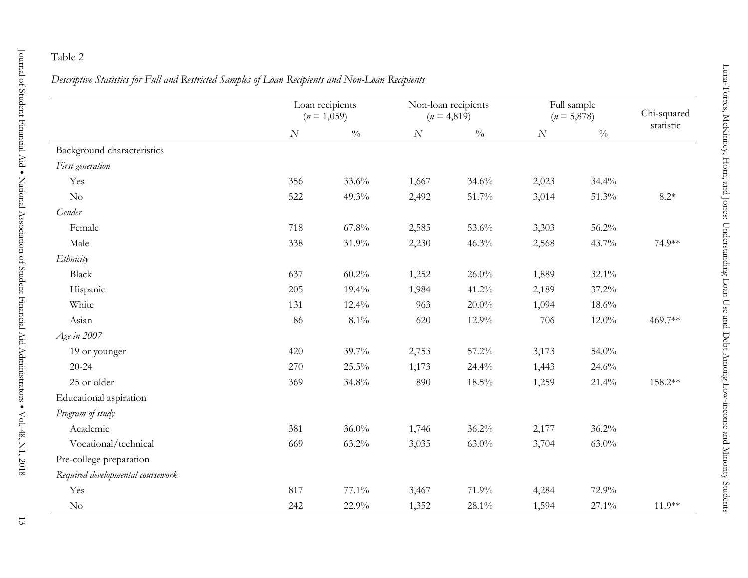Table 2

*Descriptive Statistics for Full and Restricted Samples of Loan Recipients and Non-Loan Recipients*

| | Loan recipients ($n$ = 1,059) | | Non-loan recipients ($n$ = 4,819) | | Full sample ($n$ = 5,878) | | Chi-squared statistic |
|---|---|---|---|---|---|---|---|
| | *N* | % | *N* | % | *N* | % | |
| Background characteristics | | | | | | | |
| *First generation* | | | | | | | |
| Yes | 356 | 33.6% | 1,667 | 34.6% | 2,023 | 34.4% | |
| No | 522 | 49.3% | 2,492 | 51.7% | 3,014 | 51.3% | 8.2* |
| *Gender* | | | | | | | |
| Female | 718 | 67.8% | 2,585 | 53.6% | 3,303 | 56.2% | |
| Male | 338 | 31.9% | 2,230 | 46.3% | 2,568 | 43.7% | 74.9** |
| *Ethnicity* | | | | | | | |
| Black | 637 | 60.2% | 1,252 | 26.0% | 1,889 | 32.1% | |
| Hispanic | 205 | 19.4% | 1,984 | 41.2% | 2,189 | 37.2% | |
| White | 131 | 12.4% | 963 | 20.0% | 1,094 | 18.6% | |
| Asian | 86 | 8.1% | 620 | 12.9% | 706 | 12.0% | 469.7** |
| *Age in 2007* | | | | | | | |
| 19 or younger | 420 | 39.7% | 2,753 | 57.2% | 3,173 | 54.0% | |
| 20-24 | 270 | 25.5% | 1,173 | 24.4% | 1,443 | 24.6% | |
| 25 or older | 369 | 34.8% | 890 | 18.5% | 1,259 | 21.4% | 158.2** |
| Educational aspiration | | | | | | | |
| *Program of study* | | | | | | | |
| Academic | 381 | 36.0% | 1,746 | 36.2% | 2,177 | 36.2% | |
| Vocational/technical | 669 | 63.2% | 3,035 | 63.0% | 3,704 | 63.0% | |
| Pre-college preparation | | | | | | | |
| *Required developmental coursework* | | | | | | | |
| Yes | 817 | 77.1% | 3,467 | 71.9% | 4,284 | 72.9% | |
| No | 242 | 22.9% | 1,352 | 28.1% | 1,594 | 27.1% | 11.9** |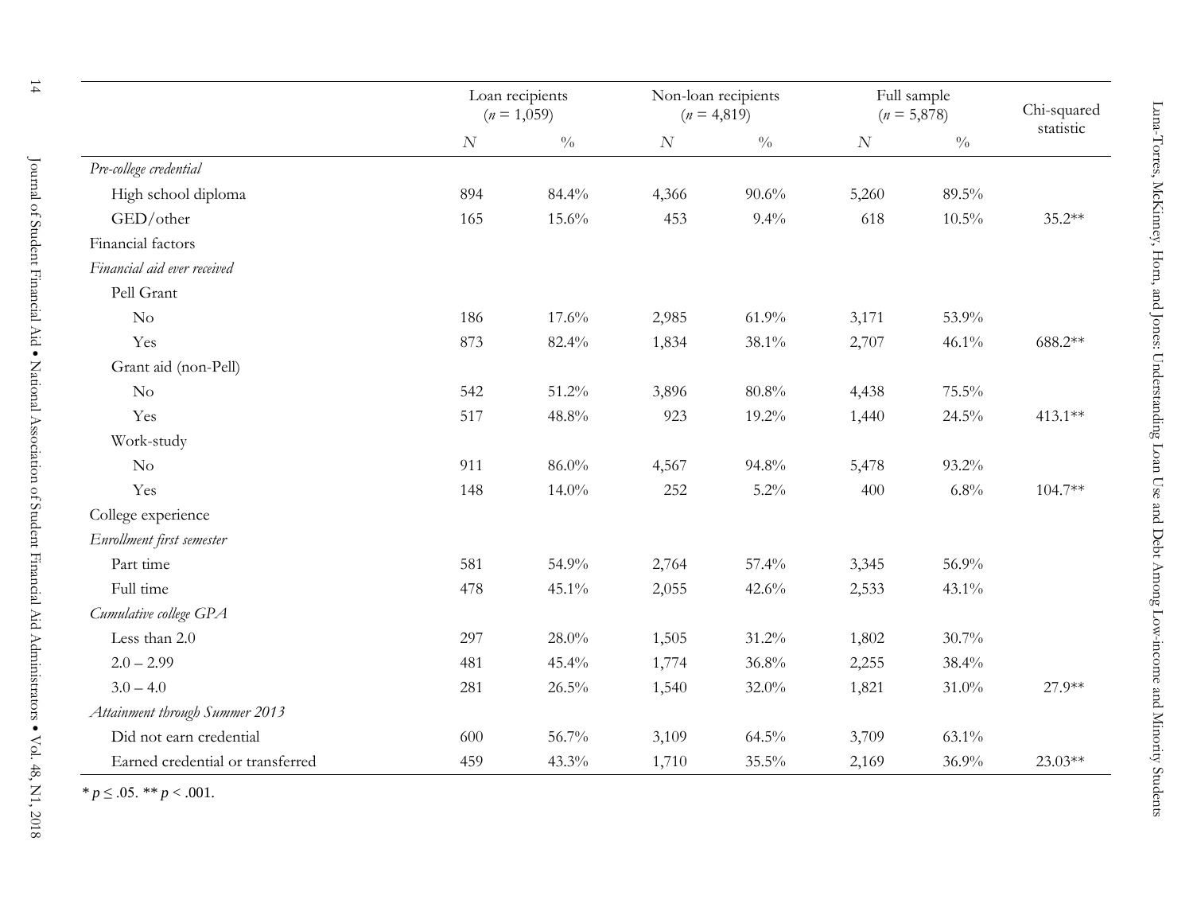| | Loan recipients ($n$ = 1,059) | | Non-loan recipients ($n$ = 4,819) | | Full sample ($n$ = 5,878) | | Chi-squared statistic |
|---|---|---|---|---|---|---|---|
| | N | % | N | % | N | % | |
| *Pre-college credential* | | | | | | | |
| High school diploma | 894 | 84.4% | 4,366 | 90.6% | 5,260 | 89.5% | |
| GED/other | 165 | 15.6% | 453 | 9.4% | 618 | 10.5% | 35.2** |
| Financial factors | | | | | | | |
| *Financial aid ever received* | | | | | | | |
| Pell Grant | | | | | | | |
| No | 186 | 17.6% | 2,985 | 61.9% | 3,171 | 53.9% | |
| Yes | 873 | 82.4% | 1,834 | 38.1% | 2,707 | 46.1% | 688.2** |
| Grant aid (non-Pell) | | | | | | | |
| No | 542 | 51.2% | 3,896 | 80.8% | 4,438 | 75.5% | |
| Yes | 517 | 48.8% | 923 | 19.2% | 1,440 | 24.5% | 413.1** |
| Work-study | | | | | | | |
| No | 911 | 86.0% | 4,567 | 94.8% | 5,478 | 93.2% | |
| Yes | 148 | 14.0% | 252 | 5.2% | 400 | 6.8% | 104.7** |
| College experience | | | | | | | |
| *Enrollment first semester* | | | | | | | |
| Part time | 581 | 54.9% | 2,764 | 57.4% | 3,345 | 56.9% | |
| Full time | 478 | 45.1% | 2,055 | 42.6% | 2,533 | 43.1% | |
| *Cumulative college GPA* | | | | | | | |
| Less than 2.0 | 297 | 28.0% | 1,505 | 31.2% | 1,802 | 30.7% | |
| 2.0 – 2.99 | 481 | 45.4% | 1,774 | 36.8% | 2,255 | 38.4% | |
| 3.0 – 4.0 | 281 | 26.5% | 1,540 | 32.0% | 1,821 | 31.0% | 27.9** |
| *Attainment through Summer 2013* | | | | | | | |
| Did not earn credential | 600 | 56.7% | 3,109 | 64.5% | 3,709 | 63.1% | |
| Earned credential or transferred | 459 | 43.3% | 1,710 | 35.5% | 2,169 | 36.9% | 23.03** |

* $p \leq .05$. ** $p < .001$.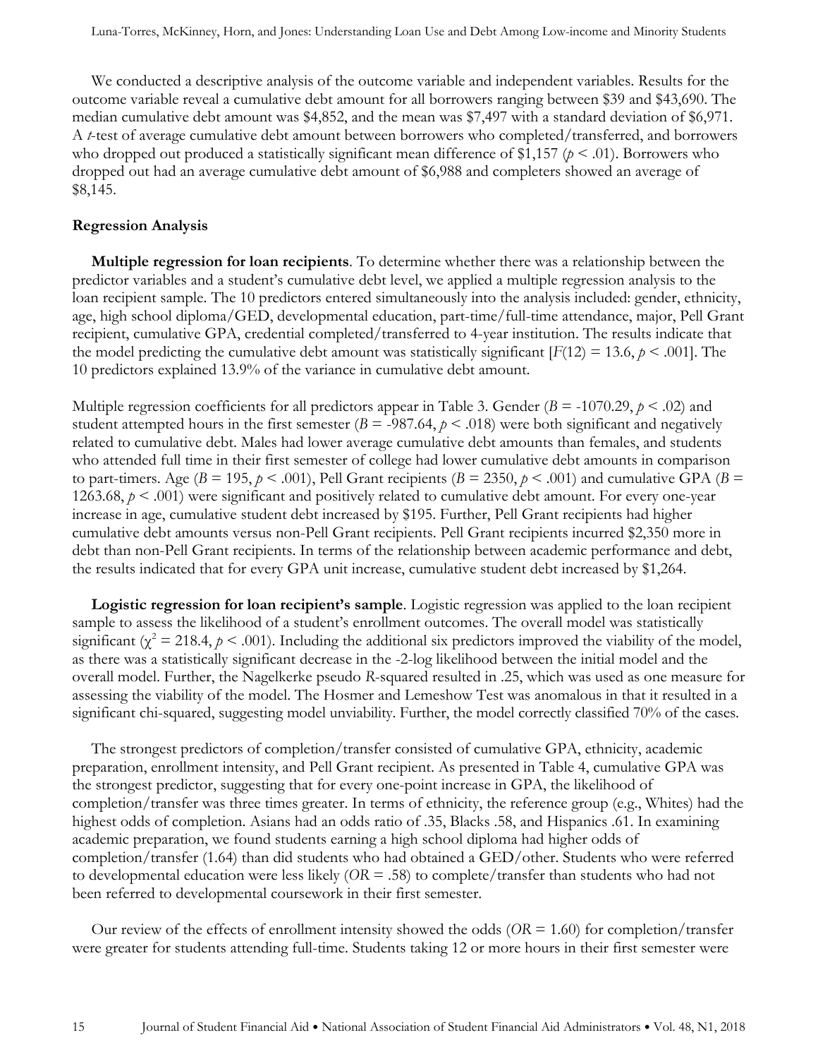We conducted a descriptive analysis of the outcome variable and independent variables. Results for the outcome variable reveal a cumulative debt amount for all borrowers ranging between $39 and $43,690. The median cumulative debt amount was $4,852, and the mean was $7,497 with a standard deviation of $6,971. A *t*-test of average cumulative debt amount between borrowers who completed/transferred, and borrowers who dropped out produced a statistically significant mean difference of $1,157 ($p < .01$). Borrowers who dropped out had an average cumulative debt amount of $6,988 and completers showed an average of $8,145.

### Regression Analysis

**Multiple regression for loan recipients**. To determine whether there was a relationship between the predictor variables and a student's cumulative debt level, we applied a multiple regression analysis to the loan recipient sample. The 10 predictors entered simultaneously into the analysis included: gender, ethnicity, age, high school diploma/GED, developmental education, part-time/full-time attendance, major, Pell Grant recipient, cumulative GPA, credential completed/transferred to 4-year institution. The results indicate that the model predicting the cumulative debt amount was statistically significant [$F(12) = 13.6, p < .001$]. The 10 predictors explained 13.9% of the variance in cumulative debt amount.

Multiple regression coefficients for all predictors appear in Table 3. Gender ($B$ = -1070.29, $p < .02$) and student attempted hours in the first semester ($B$ = -987.64, $p < .018$) were both significant and negatively related to cumulative debt. Males had lower average cumulative debt amounts than females, and students who attended full time in their first semester of college had lower cumulative debt amounts in comparison to part-timers. Age ($B$ = 195, $p < .001$), Pell Grant recipients ($B$ = 2350, $p < .001$) and cumulative GPA ($B$ = 1263.68, $p < .001$) were significant and positively related to cumulative debt amount. For every one-year increase in age, cumulative student debt increased by $195. Further, Pell Grant recipients had higher cumulative debt amounts versus non-Pell Grant recipients. Pell Grant recipients incurred $2,350 more in debt than non-Pell Grant recipients. In terms of the relationship between academic performance and debt, the results indicated that for every GPA unit increase, cumulative student debt increased by $1,264.

**Logistic regression for loan recipient's sample**. Logistic regression was applied to the loan recipient sample to assess the likelihood of a student's enrollment outcomes. The overall model was statistically significant ($\chi^2 = 218.4, p < .001$). Including the additional six predictors improved the viability of the model, as there was a statistically significant decrease in the -2-log likelihood between the initial model and the overall model. Further, the Nagelkerke pseudo $R$-squared resulted in .25, which was used as one measure for assessing the viability of the model. The Hosmer and Lemeshow Test was anomalous in that it resulted in a significant chi-squared, suggesting model unviability. Further, the model correctly classified 70% of the cases.

The strongest predictors of completion/transfer consisted of cumulative GPA, ethnicity, academic preparation, enrollment intensity, and Pell Grant recipient. As presented in Table 4, cumulative GPA was the strongest predictor, suggesting that for every one-point increase in GPA, the likelihood of completion/transfer was three times greater. In terms of ethnicity, the reference group (e.g., Whites) had the highest odds of completion. Asians had an odds ratio of .35, Blacks .58, and Hispanics .61. In examining academic preparation, we found students earning a high school diploma had higher odds of completion/transfer (1.64) than did students who had obtained a GED/other. Students who were referred to developmental education were less likely ($OR$ = .58) to complete/transfer than students who had not been referred to developmental coursework in their first semester.

Our review of the effects of enrollment intensity showed the odds ($OR$ = 1.60) for completion/transfer were greater for students attending full-time. Students taking 12 or more hours in their first semester were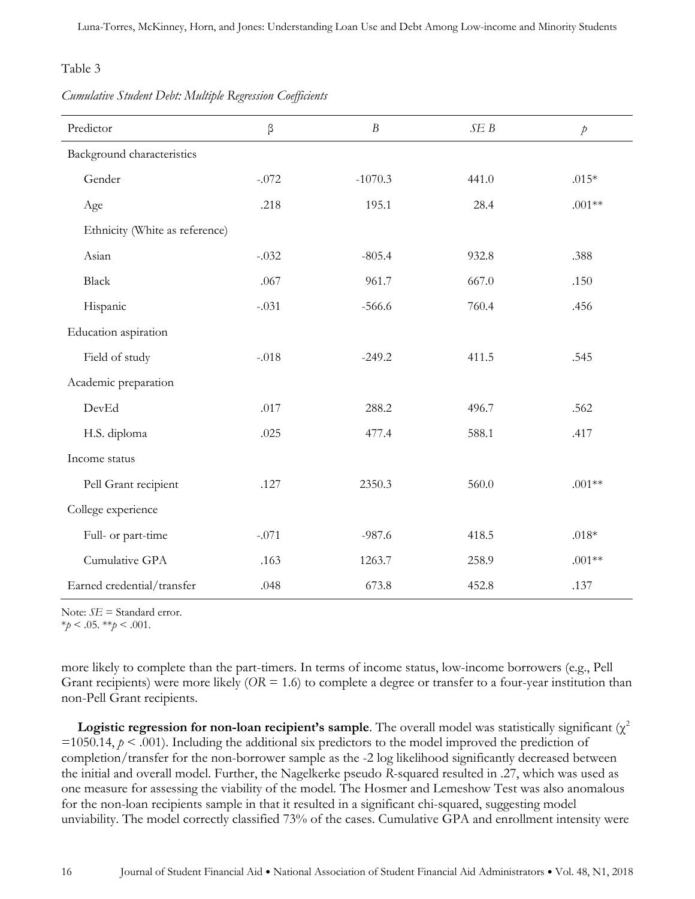Table 3

*Cumulative Student Debt: Multiple Regression Coefficients*

| Predictor | β | *B* | *SE B* | *p* |
|---|---|---|---|---|
| Background characteristics | | | | |
| Gender | -.072 | -1070.3 | 441.0 | .015* |
| Age | .218 | 195.1 | 28.4 | .001** |
| Ethnicity (White as reference) | | | | |
| Asian | -.032 | -805.4 | 932.8 | .388 |
| Black | .067 | 961.7 | 667.0 | .150 |
| Hispanic | -.031 | -566.6 | 760.4 | .456 |
| Education aspiration | | | | |
| Field of study | -.018 | -249.2 | 411.5 | .545 |
| Academic preparation | | | | |
| DevEd | .017 | 288.2 | 496.7 | .562 |
| H.S. diploma | .025 | 477.4 | 588.1 | .417 |
| Income status | | | | |
| Pell Grant recipient | .127 | 2350.3 | 560.0 | .001** |
| College experience | | | | |
| Full- or part-time | -.071 | -987.6 | 418.5 | .018* |
| Cumulative GPA | .163 | 1263.7 | 258.9 | .001** |
| Earned credential/transfer | .048 | 673.8 | 452.8 | .137 |

Note: *SE* = Standard error.
$^*p < .05$. $^{**}p < .001$.

more likely to complete than the part-timers. In terms of income status, low-income borrowers (e.g., Pell Grant recipients) were more likely (*OR* = 1.6) to complete a degree or transfer to a four-year institution than non-Pell Grant recipients.

**Logistic regression for non-loan recipient's sample**. The overall model was statistically significant ($\chi^2 = 1050.14$, $p < .001$). Including the additional six predictors to the model improved the prediction of completion/transfer for the non-borrower sample as the -2 log likelihood significantly decreased between the initial and overall model. Further, the Nagelkerke pseudo *R*-squared resulted in .27, which was used as one measure for assessing the viability of the model. The Hosmer and Lemeshow Test was also anomalous for the non-loan recipients sample in that it resulted in a significant chi-squared, suggesting model unviability. The model correctly classified 73% of the cases. Cumulative GPA and enrollment intensity were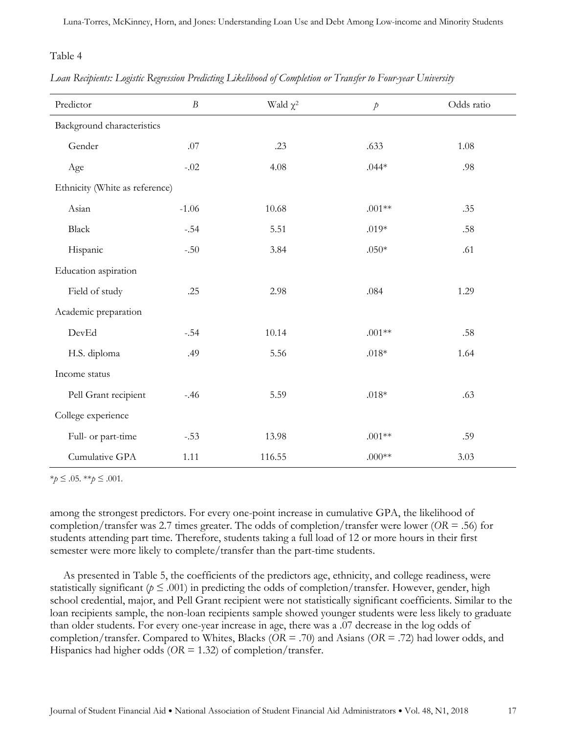Table 4

*Loan Recipients: Logistic Regression Predicting Likelihood of Completion or Transfer to Four-year University*

| Predictor | *B* | Wald $\chi^2$ | *p* | Odds ratio |
|---|---|---|---|---|
| Background characteristics | | | | |
| Gender | .07 | .23 | .633 | 1.08 |
| Age | -.02 | 4.08 | .044* | .98 |
| Ethnicity (White as reference) | | | | |
| Asian | -1.06 | 10.68 | .001** | .35 |
| Black | -.54 | 5.51 | .019* | .58 |
| Hispanic | -.50 | 3.84 | .050* | .61 |
| Education aspiration | | | | |
| Field of study | .25 | 2.98 | .084 | 1.29 |
| Academic preparation | | | | |
| DevEd | -.54 | 10.14 | .001** | .58 |
| H.S. diploma | .49 | 5.56 | .018* | 1.64 |
| Income status | | | | |
| Pell Grant recipient | -.46 | 5.59 | .018* | .63 |
| College experience | | | | |
| Full- or part-time | -.53 | 13.98 | .001** | .59 |
| Cumulative GPA | 1.11 | 116.55 | .000** | 3.03 |

$^*p \leq .05$. $^{**}p \leq .001$.

among the strongest predictors. For every one-point increase in cumulative GPA, the likelihood of completion/transfer was 2.7 times greater. The odds of completion/transfer were lower (*OR* = .56) for students attending part time. Therefore, students taking a full load of 12 or more hours in their first semester were more likely to complete/transfer than the part-time students.

As presented in Table 5, the coefficients of the predictors age, ethnicity, and college readiness, were statistically significant ($p \leq .001$) in predicting the odds of completion/transfer. However, gender, high school credential, major, and Pell Grant recipient were not statistically significant coefficients. Similar to the loan recipients sample, the non-loan recipients sample showed younger students were less likely to graduate than older students. For every one-year increase in age, there was a .07 decrease in the log odds of completion/transfer. Compared to Whites, Blacks (*OR* = .70) and Asians (*OR* = .72) had lower odds, and Hispanics had higher odds (*OR* = 1.32) of completion/transfer.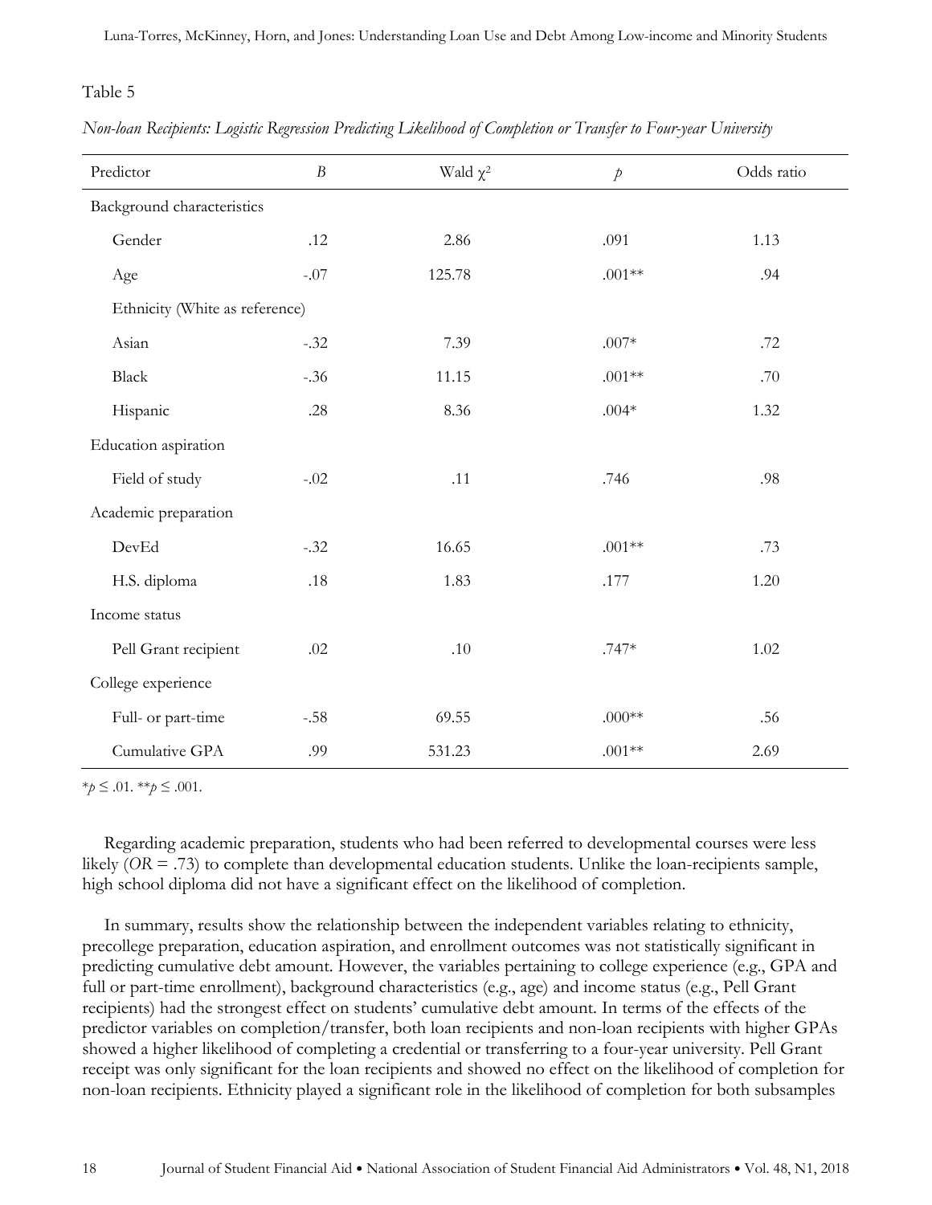Table 5

*Non-loan Recipients: Logistic Regression Predicting Likelihood of Completion or Transfer to Four-year University*

| Predictor | *B* | Wald $\chi^2$ | *p* | Odds ratio |
|---|---|---|---|---|
| Background characteristics | | | | |
| Gender | .12 | 2.86 | .091 | 1.13 |
| Age | -.07 | 125.78 | .001** | .94 |
| Ethnicity (White as reference) | | | | |
| Asian | -.32 | 7.39 | .007* | .72 |
| Black | -.36 | 11.15 | .001** | .70 |
| Hispanic | .28 | 8.36 | .004* | 1.32 |
| Education aspiration | | | | |
| Field of study | -.02 | .11 | .746 | .98 |
| Academic preparation | | | | |
| DevEd | -.32 | 16.65 | .001** | .73 |
| H.S. diploma | .18 | 1.83 | .177 | 1.20 |
| Income status | | | | |
| Pell Grant recipient | .02 | .10 | .747* | 1.02 |
| College experience | | | | |
| Full- or part-time | -.58 | 69.55 | .000** | .56 |
| Cumulative GPA | .99 | 531.23 | .001** | 2.69 |

$^*p \leq .01$. $^{**}p \leq .001$.

Regarding academic preparation, students who had been referred to developmental courses were less likely (*OR* = .73) to complete than developmental education students. Unlike the loan-recipients sample, high school diploma did not have a significant effect on the likelihood of completion.

In summary, results show the relationship between the independent variables relating to ethnicity, precollege preparation, education aspiration, and enrollment outcomes was not statistically significant in predicting cumulative debt amount. However, the variables pertaining to college experience (e.g., GPA and full or part-time enrollment), background characteristics (e.g., age) and income status (e.g., Pell Grant recipients) had the strongest effect on students' cumulative debt amount. In terms of the effects of the predictor variables on completion/transfer, both loan recipients and non-loan recipients with higher GPAs showed a higher likelihood of completing a credential or transferring to a four-year university. Pell Grant receipt was only significant for the loan recipients and showed no effect on the likelihood of completion for non-loan recipients. Ethnicity played a significant role in the likelihood of completion for both subsamples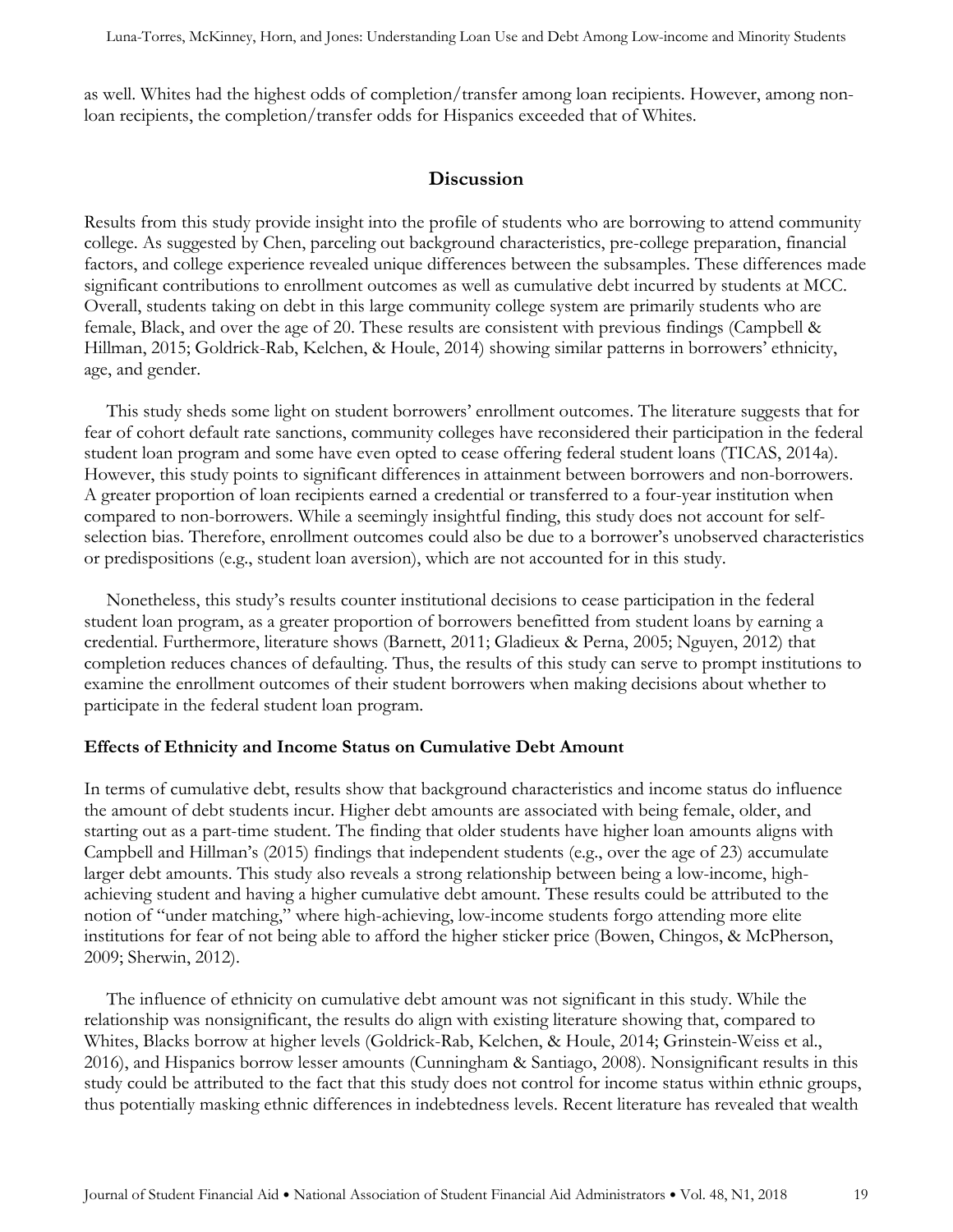as well. Whites had the highest odds of completion/transfer among loan recipients. However, among non-loan recipients, the completion/transfer odds for Hispanics exceeded that of Whites.

## Discussion

Results from this study provide insight into the profile of students who are borrowing to attend community college. As suggested by Chen, parceling out background characteristics, pre-college preparation, financial factors, and college experience revealed unique differences between the subsamples. These differences made significant contributions to enrollment outcomes as well as cumulative debt incurred by students at MCC. Overall, students taking on debt in this large community college system are primarily students who are female, Black, and over the age of 20. These results are consistent with previous findings (Campbell & Hillman, 2015; Goldrick-Rab, Kelchen, & Houle, 2014) showing similar patterns in borrowers' ethnicity, age, and gender.

This study sheds some light on student borrowers' enrollment outcomes. The literature suggests that for fear of cohort default rate sanctions, community colleges have reconsidered their participation in the federal student loan program and some have even opted to cease offering federal student loans (TICAS, 2014a). However, this study points to significant differences in attainment between borrowers and non-borrowers. A greater proportion of loan recipients earned a credential or transferred to a four-year institution when compared to non-borrowers. While a seemingly insightful finding, this study does not account for self-selection bias. Therefore, enrollment outcomes could also be due to a borrower's unobserved characteristics or predispositions (e.g., student loan aversion), which are not accounted for in this study.

Nonetheless, this study's results counter institutional decisions to cease participation in the federal student loan program, as a greater proportion of borrowers benefitted from student loans by earning a credential. Furthermore, literature shows (Barnett, 2011; Gladieux & Perna, 2005; Nguyen, 2012) that completion reduces chances of defaulting. Thus, the results of this study can serve to prompt institutions to examine the enrollment outcomes of their student borrowers when making decisions about whether to participate in the federal student loan program.

### Effects of Ethnicity and Income Status on Cumulative Debt Amount

In terms of cumulative debt, results show that background characteristics and income status do influence the amount of debt students incur. Higher debt amounts are associated with being female, older, and starting out as a part-time student. The finding that older students have higher loan amounts aligns with Campbell and Hillman's (2015) findings that independent students (e.g., over the age of 23) accumulate larger debt amounts. This study also reveals a strong relationship between being a low-income, high-achieving student and having a higher cumulative debt amount. These results could be attributed to the notion of "under matching," where high-achieving, low-income students forgo attending more elite institutions for fear of not being able to afford the higher sticker price (Bowen, Chingos, & McPherson, 2009; Sherwin, 2012).

The influence of ethnicity on cumulative debt amount was not significant in this study. While the relationship was nonsignificant, the results do align with existing literature showing that, compared to Whites, Blacks borrow at higher levels (Goldrick-Rab, Kelchen, & Houle, 2014; Grinstein-Weiss et al., 2016), and Hispanics borrow lesser amounts (Cunningham & Santiago, 2008). Nonsignificant results in this study could be attributed to the fact that this study does not control for income status within ethnic groups, thus potentially masking ethnic differences in indebtedness levels. Recent literature has revealed that wealth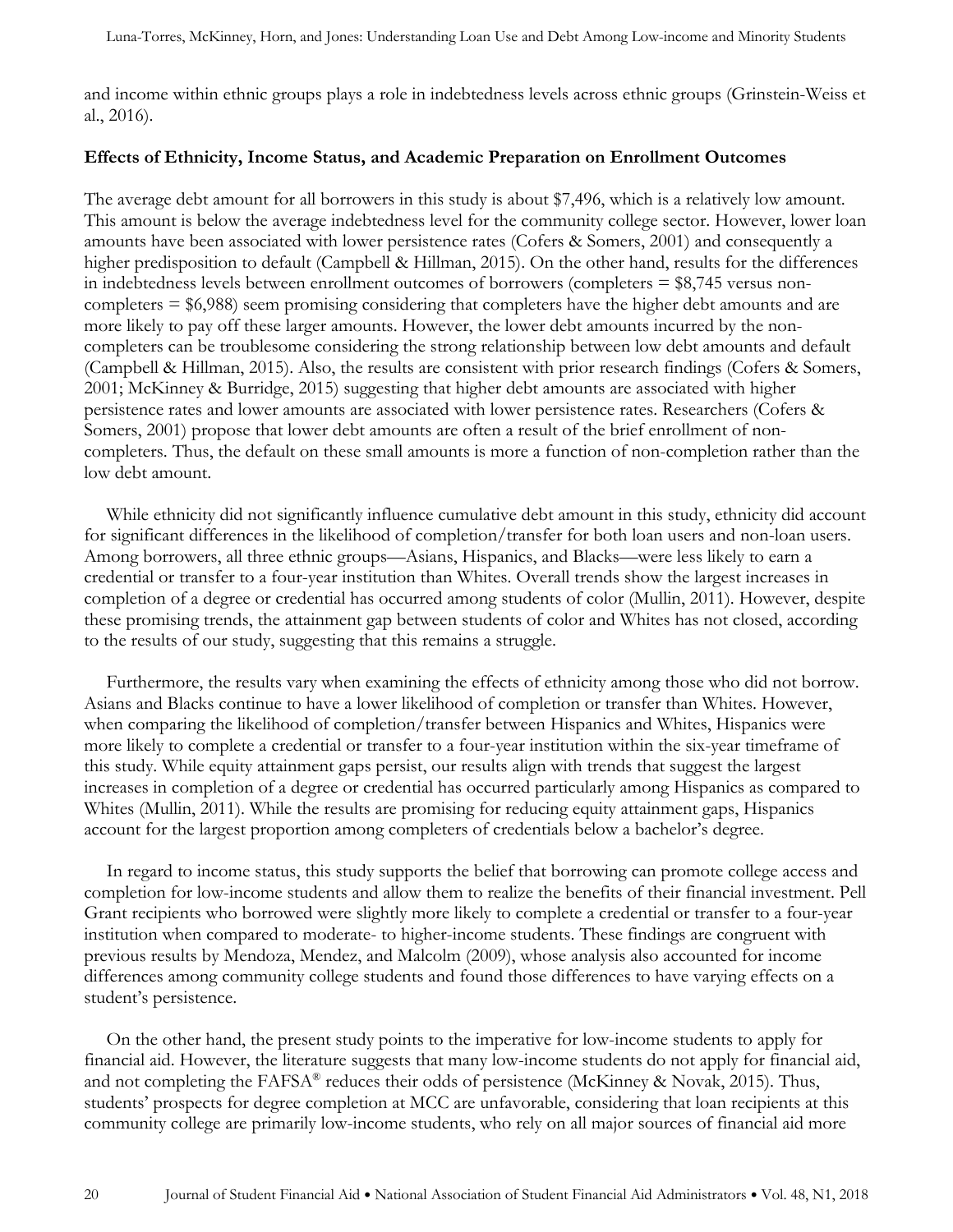and income within ethnic groups plays a role in indebtedness levels across ethnic groups (Grinstein-Weiss et al., 2016).

**Effects of Ethnicity, Income Status, and Academic Preparation on Enrollment Outcomes**

The average debt amount for all borrowers in this study is about $7,496, which is a relatively low amount. This amount is below the average indebtedness level for the community college sector. However, lower loan amounts have been associated with lower persistence rates (Cofers & Somers, 2001) and consequently a higher predisposition to default (Campbell & Hillman, 2015). On the other hand, results for the differences in indebtedness levels between enrollment outcomes of borrowers (completers = $8,745 versus non-completers = $6,988) seem promising considering that completers have the higher debt amounts and are more likely to pay off these larger amounts. However, the lower debt amounts incurred by the non-completers can be troublesome considering the strong relationship between low debt amounts and default (Campbell & Hillman, 2015). Also, the results are consistent with prior research findings (Cofers & Somers, 2001; McKinney & Burridge, 2015) suggesting that higher debt amounts are associated with higher persistence rates and lower amounts are associated with lower persistence rates. Researchers (Cofers & Somers, 2001) propose that lower debt amounts are often a result of the brief enrollment of non-completers. Thus, the default on these small amounts is more a function of non-completion rather than the low debt amount.

While ethnicity did not significantly influence cumulative debt amount in this study, ethnicity did account for significant differences in the likelihood of completion/transfer for both loan users and non-loan users. Among borrowers, all three ethnic groups—Asians, Hispanics, and Blacks—were less likely to earn a credential or transfer to a four-year institution than Whites. Overall trends show the largest increases in completion of a degree or credential has occurred among students of color (Mullin, 2011). However, despite these promising trends, the attainment gap between students of color and Whites has not closed, according to the results of our study, suggesting that this remains a struggle.

Furthermore, the results vary when examining the effects of ethnicity among those who did not borrow. Asians and Blacks continue to have a lower likelihood of completion or transfer than Whites. However, when comparing the likelihood of completion/transfer between Hispanics and Whites, Hispanics were more likely to complete a credential or transfer to a four-year institution within the six-year timeframe of this study. While equity attainment gaps persist, our results align with trends that suggest the largest increases in completion of a degree or credential has occurred particularly among Hispanics as compared to Whites (Mullin, 2011). While the results are promising for reducing equity attainment gaps, Hispanics account for the largest proportion among completers of credentials below a bachelor's degree.

In regard to income status, this study supports the belief that borrowing can promote college access and completion for low-income students and allow them to realize the benefits of their financial investment. Pell Grant recipients who borrowed were slightly more likely to complete a credential or transfer to a four-year institution when compared to moderate- to higher-income students. These findings are congruent with previous results by Mendoza, Mendez, and Malcolm (2009), whose analysis also accounted for income differences among community college students and found those differences to have varying effects on a student's persistence.

On the other hand, the present study points to the imperative for low-income students to apply for financial aid. However, the literature suggests that many low-income students do not apply for financial aid, and not completing the FAFSA® reduces their odds of persistence (McKinney & Novak, 2015). Thus, students' prospects for degree completion at MCC are unfavorable, considering that loan recipients at this community college are primarily low-income students, who rely on all major sources of financial aid more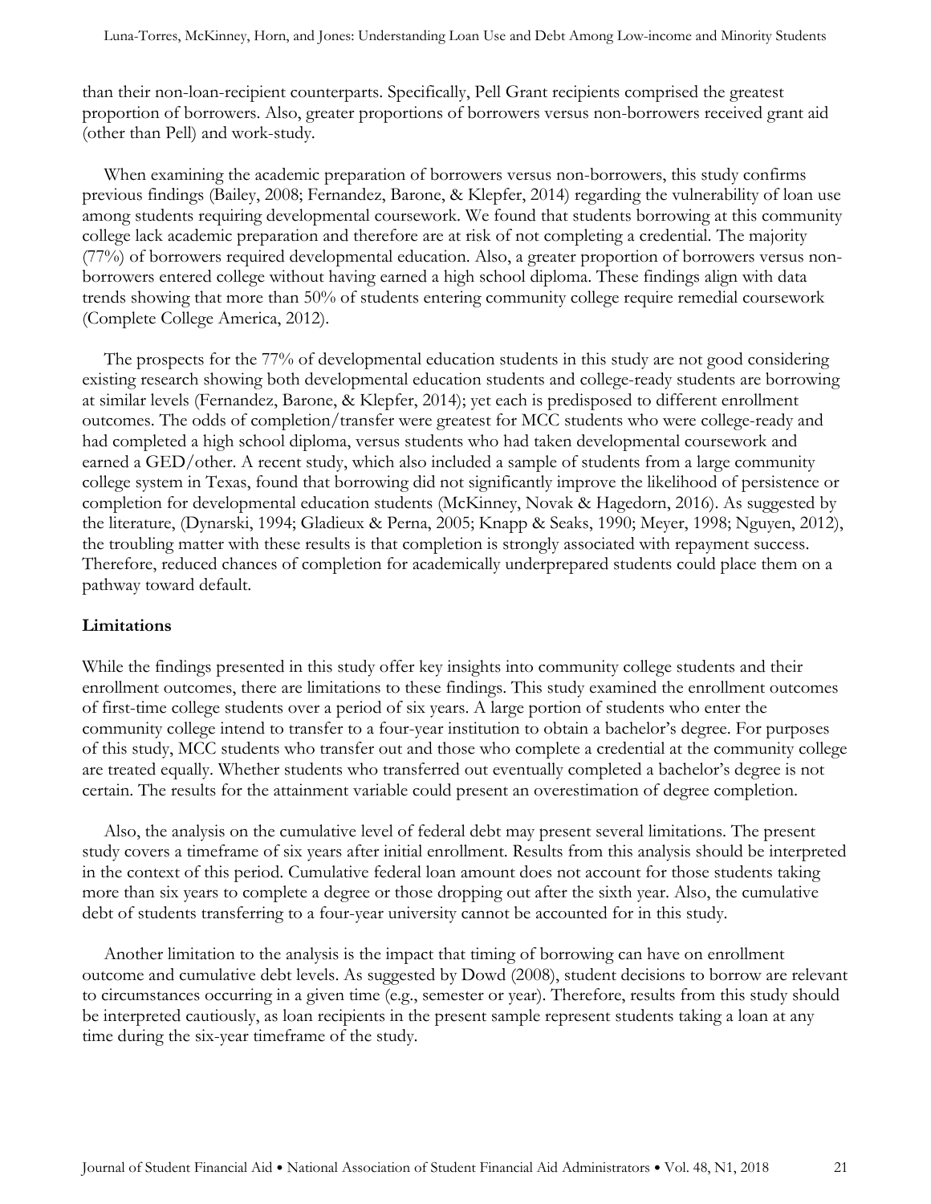than their non-loan-recipient counterparts. Specifically, Pell Grant recipients comprised the greatest proportion of borrowers. Also, greater proportions of borrowers versus non-borrowers received grant aid (other than Pell) and work-study.

When examining the academic preparation of borrowers versus non-borrowers, this study confirms previous findings (Bailey, 2008; Fernandez, Barone, & Klepfer, 2014) regarding the vulnerability of loan use among students requiring developmental coursework. We found that students borrowing at this community college lack academic preparation and therefore are at risk of not completing a credential. The majority (77%) of borrowers required developmental education. Also, a greater proportion of borrowers versus non-borrowers entered college without having earned a high school diploma. These findings align with data trends showing that more than 50% of students entering community college require remedial coursework (Complete College America, 2012).

The prospects for the 77% of developmental education students in this study are not good considering existing research showing both developmental education students and college-ready students are borrowing at similar levels (Fernandez, Barone, & Klepfer, 2014); yet each is predisposed to different enrollment outcomes. The odds of completion/transfer were greatest for MCC students who were college-ready and had completed a high school diploma, versus students who had taken developmental coursework and earned a GED/other. A recent study, which also included a sample of students from a large community college system in Texas, found that borrowing did not significantly improve the likelihood of persistence or completion for developmental education students (McKinney, Novak & Hagedorn, 2016). As suggested by the literature, (Dynarski, 1994; Gladieux & Perna, 2005; Knapp & Seaks, 1990; Meyer, 1998; Nguyen, 2012), the troubling matter with these results is that completion is strongly associated with repayment success. Therefore, reduced chances of completion for academically underprepared students could place them on a pathway toward default.

## Limitations

While the findings presented in this study offer key insights into community college students and their enrollment outcomes, there are limitations to these findings. This study examined the enrollment outcomes of first-time college students over a period of six years. A large portion of students who enter the community college intend to transfer to a four-year institution to obtain a bachelor's degree. For purposes of this study, MCC students who transfer out and those who complete a credential at the community college are treated equally. Whether students who transferred out eventually completed a bachelor's degree is not certain. The results for the attainment variable could present an overestimation of degree completion.

Also, the analysis on the cumulative level of federal debt may present several limitations. The present study covers a timeframe of six years after initial enrollment. Results from this analysis should be interpreted in the context of this period. Cumulative federal loan amount does not account for those students taking more than six years to complete a degree or those dropping out after the sixth year. Also, the cumulative debt of students transferring to a four-year university cannot be accounted for in this study.

Another limitation to the analysis is the impact that timing of borrowing can have on enrollment outcome and cumulative debt levels. As suggested by Dowd (2008), student decisions to borrow are relevant to circumstances occurring in a given time (e.g., semester or year). Therefore, results from this study should be interpreted cautiously, as loan recipients in the present sample represent students taking a loan at any time during the six-year timeframe of the study.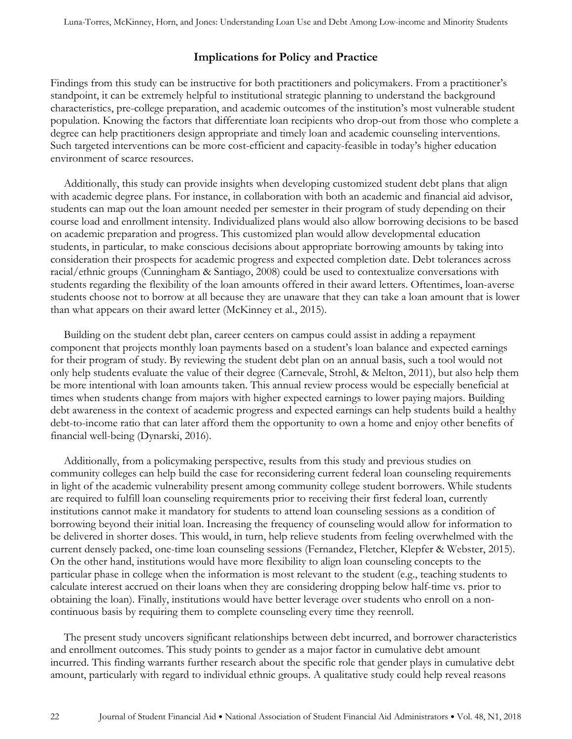## Implications for Policy and Practice

Findings from this study can be instructive for both practitioners and policymakers. From a practitioner's standpoint, it can be extremely helpful to institutional strategic planning to understand the background characteristics, pre-college preparation, and academic outcomes of the institution's most vulnerable student population. Knowing the factors that differentiate loan recipients who drop-out from those who complete a degree can help practitioners design appropriate and timely loan and academic counseling interventions. Such targeted interventions can be more cost-efficient and capacity-feasible in today's higher education environment of scarce resources.

Additionally, this study can provide insights when developing customized student debt plans that align with academic degree plans. For instance, in collaboration with both an academic and financial aid advisor, students can map out the loan amount needed per semester in their program of study depending on their course load and enrollment intensity. Individualized plans would also allow borrowing decisions to be based on academic preparation and progress. This customized plan would allow developmental education students, in particular, to make conscious decisions about appropriate borrowing amounts by taking into consideration their prospects for academic progress and expected completion date. Debt tolerances across racial/ethnic groups (Cunningham & Santiago, 2008) could be used to contextualize conversations with students regarding the flexibility of the loan amounts offered in their award letters. Oftentimes, loan-averse students choose not to borrow at all because they are unaware that they can take a loan amount that is lower than what appears on their award letter (McKinney et al., 2015).

Building on the student debt plan, career centers on campus could assist in adding a repayment component that projects monthly loan payments based on a student's loan balance and expected earnings for their program of study. By reviewing the student debt plan on an annual basis, such a tool would not only help students evaluate the value of their degree (Carnevale, Strohl, & Melton, 2011), but also help them be more intentional with loan amounts taken. This annual review process would be especially beneficial at times when students change from majors with higher expected earnings to lower paying majors. Building debt awareness in the context of academic progress and expected earnings can help students build a healthy debt-to-income ratio that can later afford them the opportunity to own a home and enjoy other benefits of financial well-being (Dynarski, 2016).

Additionally, from a policymaking perspective, results from this study and previous studies on community colleges can help build the case for reconsidering current federal loan counseling requirements in light of the academic vulnerability present among community college student borrowers. While students are required to fulfill loan counseling requirements prior to receiving their first federal loan, currently institutions cannot make it mandatory for students to attend loan counseling sessions as a condition of borrowing beyond their initial loan. Increasing the frequency of counseling would allow for information to be delivered in shorter doses. This would, in turn, help relieve students from feeling overwhelmed with the current densely packed, one-time loan counseling sessions (Fernandez, Fletcher, Klepfer & Webster, 2015). On the other hand, institutions would have more flexibility to align loan counseling concepts to the particular phase in college when the information is most relevant to the student (e.g., teaching students to calculate interest accrued on their loans when they are considering dropping below half-time vs. prior to obtaining the loan). Finally, institutions would have better leverage over students who enroll on a non-continuous basis by requiring them to complete counseling every time they reenroll.

The present study uncovers significant relationships between debt incurred, and borrower characteristics and enrollment outcomes. This study points to gender as a major factor in cumulative debt amount incurred. This finding warrants further research about the specific role that gender plays in cumulative debt amount, particularly with regard to individual ethnic groups. A qualitative study could help reveal reasons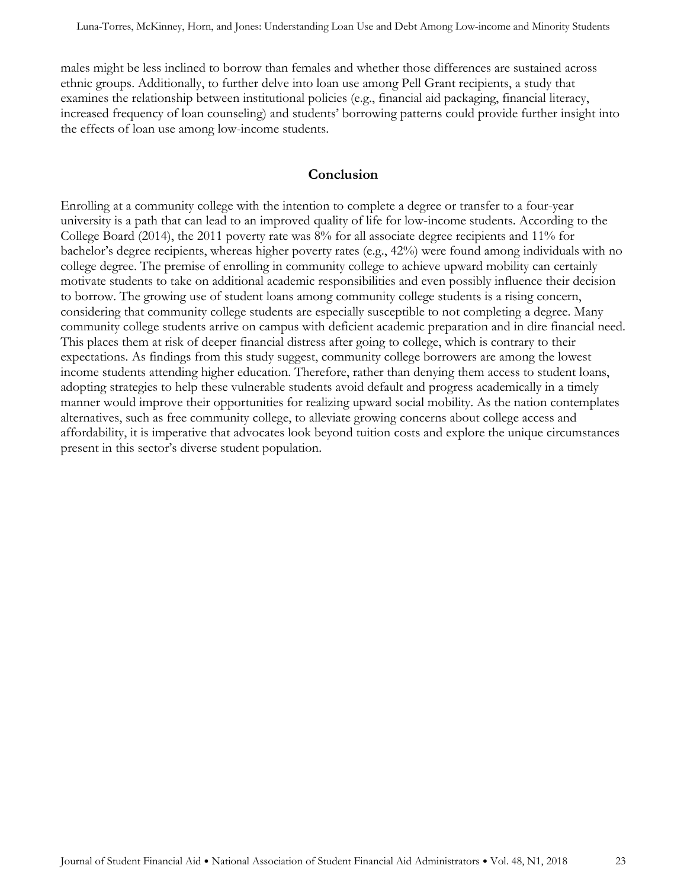males might be less inclined to borrow than females and whether those differences are sustained across ethnic groups. Additionally, to further delve into loan use among Pell Grant recipients, a study that examines the relationship between institutional policies (e.g., financial aid packaging, financial literacy, increased frequency of loan counseling) and students' borrowing patterns could provide further insight into the effects of loan use among low-income students.

## Conclusion

Enrolling at a community college with the intention to complete a degree or transfer to a four-year university is a path that can lead to an improved quality of life for low-income students. According to the College Board (2014), the 2011 poverty rate was 8% for all associate degree recipients and 11% for bachelor's degree recipients, whereas higher poverty rates (e.g., 42%) were found among individuals with no college degree. The premise of enrolling in community college to achieve upward mobility can certainly motivate students to take on additional academic responsibilities and even possibly influence their decision to borrow. The growing use of student loans among community college students is a rising concern, considering that community college students are especially susceptible to not completing a degree. Many community college students arrive on campus with deficient academic preparation and in dire financial need. This places them at risk of deeper financial distress after going to college, which is contrary to their expectations. As findings from this study suggest, community college borrowers are among the lowest income students attending higher education. Therefore, rather than denying them access to student loans, adopting strategies to help these vulnerable students avoid default and progress academically in a timely manner would improve their opportunities for realizing upward social mobility. As the nation contemplates alternatives, such as free community college, to alleviate growing concerns about college access and affordability, it is imperative that advocates look beyond tuition costs and explore the unique circumstances present in this sector's diverse student population.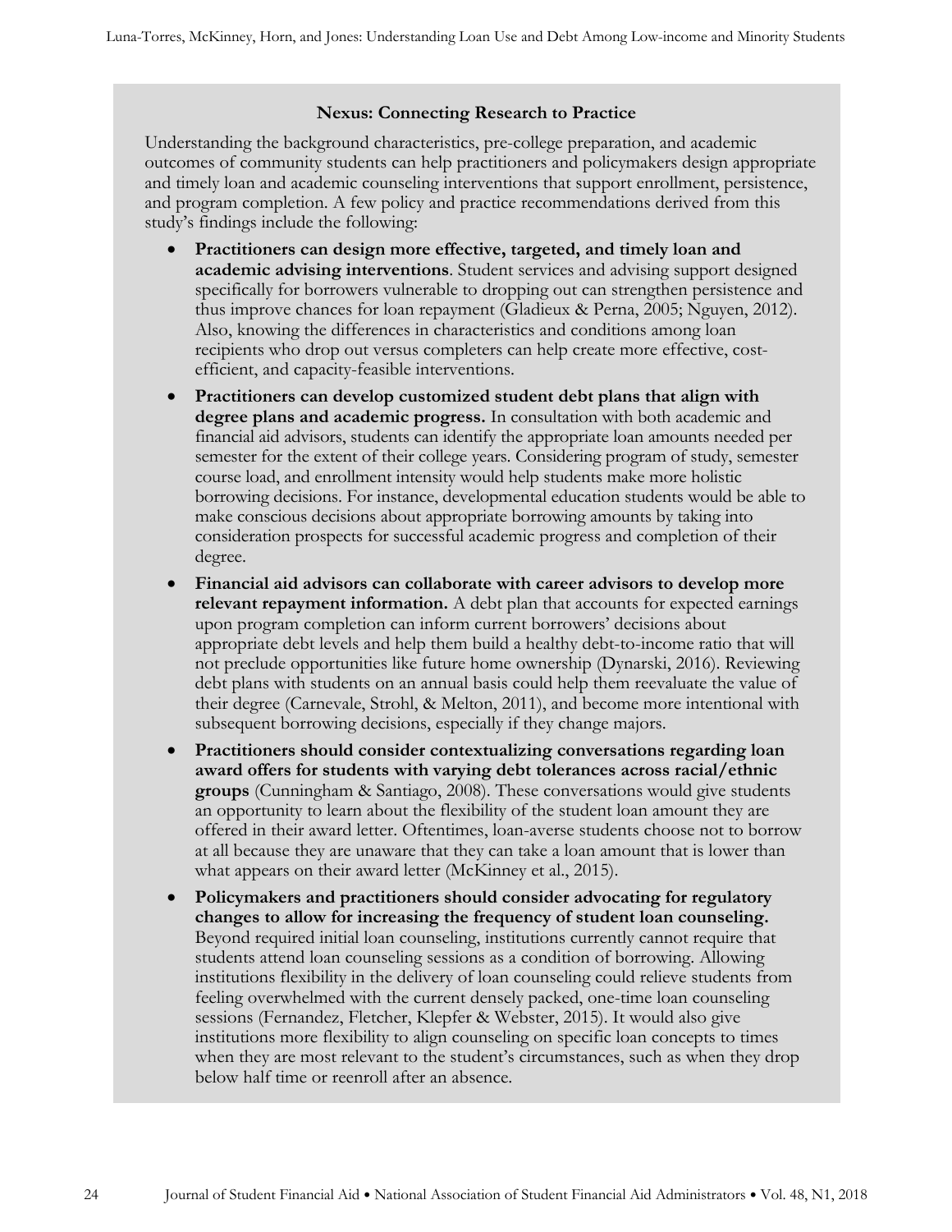**Nexus: Connecting Research to Practice**

Understanding the background characteristics, pre-college preparation, and academic outcomes of community students can help practitioners and policymakers design appropriate and timely loan and academic counseling interventions that support enrollment, persistence, and program completion. A few policy and practice recommendations derived from this study's findings include the following:

- **Practitioners can design more effective, targeted, and timely loan and academic advising interventions**. Student services and advising support designed specifically for borrowers vulnerable to dropping out can strengthen persistence and thus improve chances for loan repayment (Gladieux & Perna, 2005; Nguyen, 2012). Also, knowing the differences in characteristics and conditions among loan recipients who drop out versus completers can help create more effective, cost-efficient, and capacity-feasible interventions.
- **Practitioners can develop customized student debt plans that align with degree plans and academic progress.** In consultation with both academic and financial aid advisors, students can identify the appropriate loan amounts needed per semester for the extent of their college years. Considering program of study, semester course load, and enrollment intensity would help students make more holistic borrowing decisions. For instance, developmental education students would be able to make conscious decisions about appropriate borrowing amounts by taking into consideration prospects for successful academic progress and completion of their degree.
- **Financial aid advisors can collaborate with career advisors to develop more relevant repayment information.** A debt plan that accounts for expected earnings upon program completion can inform current borrowers' decisions about appropriate debt levels and help them build a healthy debt-to-income ratio that will not preclude opportunities like future home ownership (Dynarski, 2016). Reviewing debt plans with students on an annual basis could help them reevaluate the value of their degree (Carnevale, Strohl, & Melton, 2011), and become more intentional with subsequent borrowing decisions, especially if they change majors.
- **Practitioners should consider contextualizing conversations regarding loan award offers for students with varying debt tolerances across racial/ethnic groups** (Cunningham & Santiago, 2008). These conversations would give students an opportunity to learn about the flexibility of the student loan amount they are offered in their award letter. Oftentimes, loan-averse students choose not to borrow at all because they are unaware that they can take a loan amount that is lower than what appears on their award letter (McKinney et al., 2015).
- **Policymakers and practitioners should consider advocating for regulatory changes to allow for increasing the frequency of student loan counseling.** Beyond required initial loan counseling, institutions currently cannot require that students attend loan counseling sessions as a condition of borrowing. Allowing institutions flexibility in the delivery of loan counseling could relieve students from feeling overwhelmed with the current densely packed, one-time loan counseling sessions (Fernandez, Fletcher, Klepfer & Webster, 2015). It would also give institutions more flexibility to align counseling on specific loan concepts to times when they are most relevant to the student's circumstances, such as when they drop below half time or reenroll after an absence.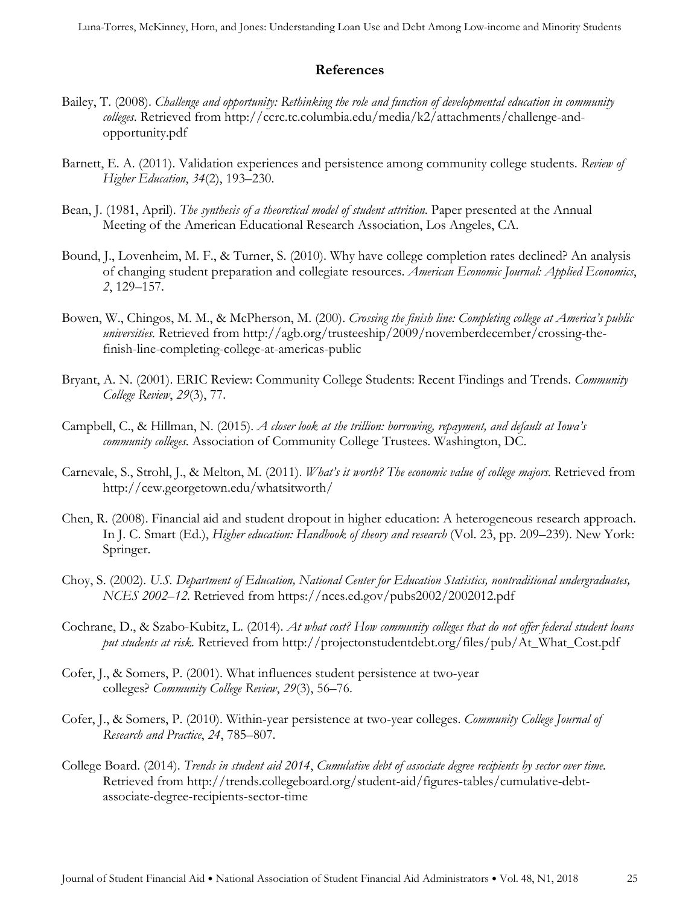## References

Bailey, T. (2008). *Challenge and opportunity: Rethinking the role and function of developmental education in community colleges*. Retrieved from http://ccrc.tc.columbia.edu/media/k2/attachments/challenge-and-opportunity.pdf

Barnett, E. A. (2011). Validation experiences and persistence among community college students. *Review of Higher Education*, *34*(2), 193–230.

Bean, J. (1981, April). *The synthesis of a theoretical model of student attrition.* Paper presented at the Annual Meeting of the American Educational Research Association, Los Angeles, CA.

Bound, J., Lovenheim, M. F., & Turner, S. (2010). Why have college completion rates declined? An analysis of changing student preparation and collegiate resources. *American Economic Journal: Applied Economics*, *2*, 129–157.

Bowen, W., Chingos, M. M., & McPherson, M. (200). *Crossing the finish line: Completing college at America's public universities.* Retrieved from http://agb.org/trusteeship/2009/novemberdecember/crossing-the-finish-line-completing-college-at-americas-public

Bryant, A. N. (2001). ERIC Review: Community College Students: Recent Findings and Trends. *Community College Review*, *29*(3), 77.

Campbell, C., & Hillman, N. (2015). *A closer look at the trillion: borrowing, repayment, and default at Iowa's community colleges.* Association of Community College Trustees. Washington, DC.

Carnevale, S., Strohl, J., & Melton, M. (2011). *What's it worth? The economic value of college majors.* Retrieved from http://cew.georgetown.edu/whatsitworth/

Chen, R. (2008). Financial aid and student dropout in higher education: A heterogeneous research approach. In J. C. Smart (Ed.), *Higher education: Handbook of theory and research* (Vol. 23, pp. 209–239). New York: Springer.

Choy, S. (2002). *U.S. Department of Education, National Center for Education Statistics, nontraditional undergraduates, NCES 2002–12.* Retrieved from https://nces.ed.gov/pubs2002/2002012.pdf

Cochrane, D., & Szabo-Kubitz, L. (2014). *At what cost? How community colleges that do not offer federal student loans put students at risk.* Retrieved from http://projectonstudentdebt.org/files/pub/At_What_Cost.pdf

Cofer, J., & Somers, P. (2001). What influences student persistence at two-year colleges? *Community College Review*, *29*(3), 56–76.

Cofer, J., & Somers, P. (2010). Within-year persistence at two-year colleges. *Community College Journal of Research and Practice*, *24*, 785–807.

College Board. (2014). *Trends in student aid 2014*, *Cumulative debt of associate degree recipients by sector over time.* Retrieved from http://trends.collegeboard.org/student-aid/figures-tables/cumulative-debt-associate-degree-recipients-sector-time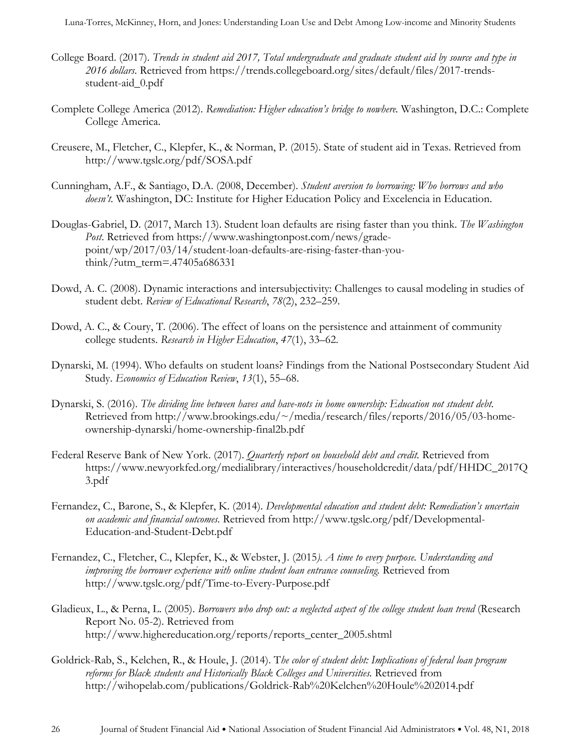College Board. (2017). *Trends in student aid 2017, Total undergraduate and graduate student aid by source and type in 2016 dollars*. Retrieved from https://trends.collegeboard.org/sites/default/files/2017-trends-student-aid_0.pdf

Complete College America (2012). *Remediation: Higher education's bridge to nowhere*. Washington, D.C.: Complete College America.

Creusere, M., Fletcher, C., Klepfer, K., & Norman, P. (2015). State of student aid in Texas. Retrieved from http://www.tgslc.org/pdf/SOSA.pdf

Cunningham, A.F., & Santiago, D.A. (2008, December). *Student aversion to borrowing: Who borrows and who doesn't*. Washington, DC: Institute for Higher Education Policy and Excelencia in Education.

Douglas-Gabriel, D. (2017, March 13). Student loan defaults are rising faster than you think. *The Washington Post*. Retrieved from https://www.washingtonpost.com/news/grade-point/wp/2017/03/14/student-loan-defaults-are-rising-faster-than-you-think/?utm_term=.47405a686331

Dowd, A. C. (2008). Dynamic interactions and intersubjectivity: Challenges to causal modeling in studies of student debt. *Review of Educational Research*, *78*(2), 232–259.

Dowd, A. C., & Coury, T. (2006). The effect of loans on the persistence and attainment of community college students. *Research in Higher Education*, *47*(1), 33–62.

Dynarski, M. (1994). Who defaults on student loans? Findings from the National Postsecondary Student Aid Study. *Economics of Education Review*, *13*(1), 55–68.

Dynarski, S. (2016). *The dividing line between haves and have-nots in home ownership: Education not student debt*. Retrieved from http://www.brookings.edu/~/media/research/files/reports/2016/05/03-home-ownership-dynarski/home-ownership-final2b.pdf

Federal Reserve Bank of New York. (2017). *Quarterly report on household debt and credit*. Retrieved from https://www.newyorkfed.org/medialibrary/interactives/householdcredit/data/pdf/HHDC_2017Q3.pdf

Fernandez, C., Barone, S., & Klepfer, K. (2014). *Developmental education and student debt: Remediation's uncertain on academic and financial outcomes*. Retrieved from http://www.tgslc.org/pdf/Developmental-Education-and-Student-Debt.pdf

Fernandez, C., Fletcher, C., Klepfer, K., & Webster, J. (2015*). A time to every purpose. Understanding and improving the borrower experience with online student loan entrance counseling*. Retrieved from http://www.tgslc.org/pdf/Time-to-Every-Purpose.pdf

Gladieux, L., & Perna, L. (2005). *Borrowers who drop out: a neglected aspect of the college student loan trend* (Research Report No. 05-2). Retrieved from http://www.highereducation.org/reports/reports_center_2005.shtml

Goldrick-Rab, S., Kelchen, R., & Houle, J. (2014). T*he color of student debt: Implications of federal loan program reforms for Black students and Historically Black Colleges and Universities*. Retrieved from http://wihopelab.com/publications/Goldrick-Rab%20Kelchen%20Houle%202014.pdf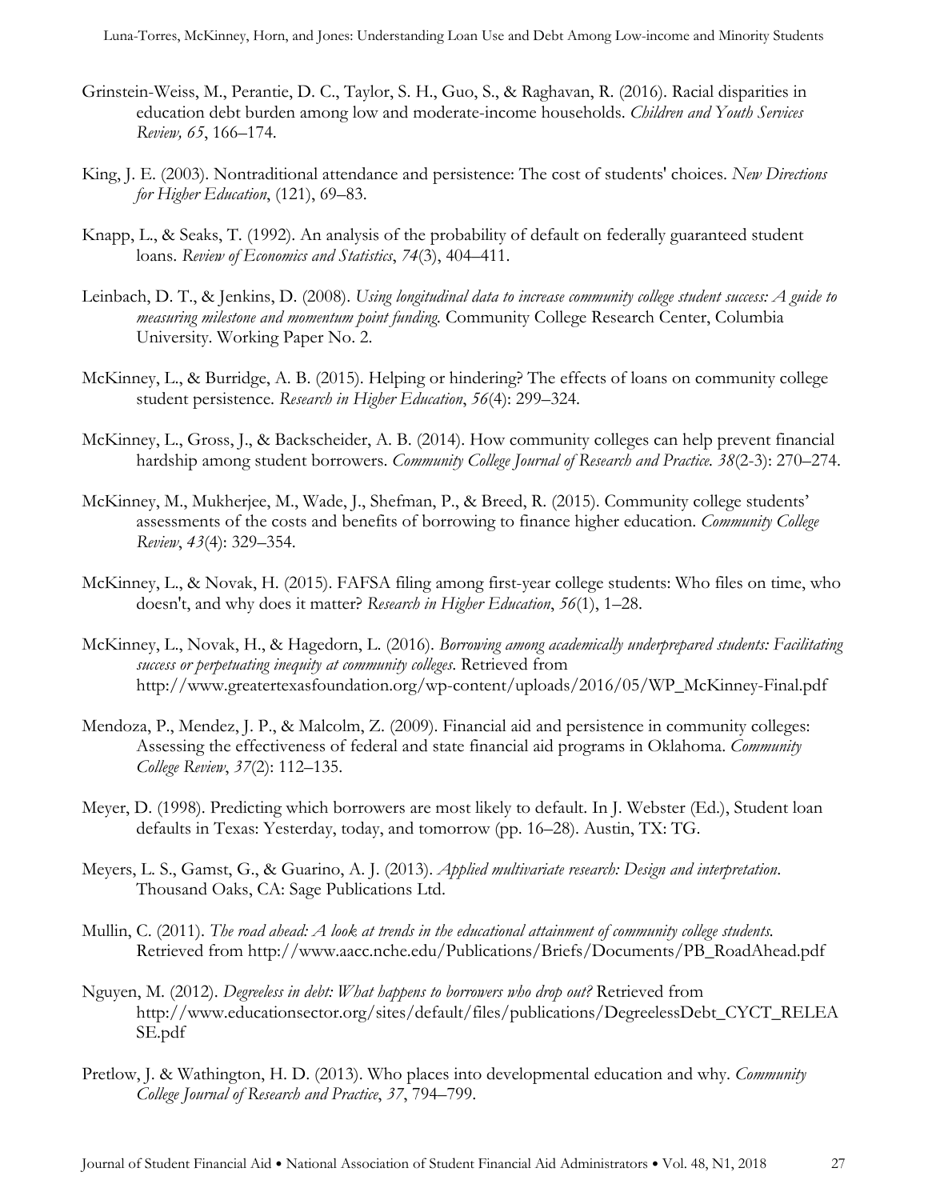Grinstein-Weiss, M., Perantie, D. C., Taylor, S. H., Guo, S., & Raghavan, R. (2016). Racial disparities in education debt burden among low and moderate-income households. *Children and Youth Services Review, 65*, 166–174.

King, J. E. (2003). Nontraditional attendance and persistence: The cost of students' choices. *New Directions for Higher Education*, (121), 69–83.

Knapp, L., & Seaks, T. (1992). An analysis of the probability of default on federally guaranteed student loans. *Review of Economics and Statistics*, *74*(3), 404–411.

Leinbach, D. T., & Jenkins, D. (2008). *Using longitudinal data to increase community college student success: A guide to measuring milestone and momentum point funding.* Community College Research Center, Columbia University. Working Paper No. 2.

McKinney, L., & Burridge, A. B. (2015). Helping or hindering? The effects of loans on community college student persistence. *Research in Higher Education*, *56*(4): 299–324.

McKinney, L., Gross, J., & Backscheider, A. B. (2014). How community colleges can help prevent financial hardship among student borrowers. *Community College Journal of Research and Practice. 38*(2-3): 270–274.

McKinney, M., Mukherjee, M., Wade, J., Shefman, P., & Breed, R. (2015). Community college students' assessments of the costs and benefits of borrowing to finance higher education. *Community College Review*, *43*(4): 329–354.

McKinney, L., & Novak, H. (2015). FAFSA filing among first-year college students: Who files on time, who doesn't, and why does it matter? *Research in Higher Education*, *56*(1), 1–28.

McKinney, L., Novak, H., & Hagedorn, L. (2016). *Borrowing among academically underprepared students: Facilitating success or perpetuating inequity at community colleges*. Retrieved from http://www.greatertexasfoundation.org/wp-content/uploads/2016/05/WP_McKinney-Final.pdf

Mendoza, P., Mendez, J. P., & Malcolm, Z. (2009). Financial aid and persistence in community colleges: Assessing the effectiveness of federal and state financial aid programs in Oklahoma. *Community College Review*, *37*(2): 112–135.

Meyer, D. (1998). Predicting which borrowers are most likely to default. In J. Webster (Ed.), Student loan defaults in Texas: Yesterday, today, and tomorrow (pp. 16–28). Austin, TX: TG.

Meyers, L. S., Gamst, G., & Guarino, A. J. (2013). *Applied multivariate research: Design and interpretation*. Thousand Oaks, CA: Sage Publications Ltd.

Mullin, C. (2011). *The road ahead: A look at trends in the educational attainment of community college students.* Retrieved from http://www.aacc.nche.edu/Publications/Briefs/Documents/PB_RoadAhead.pdf

Nguyen, M. (2012). *Degreeless in debt: What happens to borrowers who drop out?* Retrieved from http://www.educationsector.org/sites/default/files/publications/DegreelessDebt_CYCT_RELEASE.pdf

Pretlow, J. & Wathington, H. D. (2013). Who places into developmental education and why. *Community College Journal of Research and Practice*, *37*, 794–799.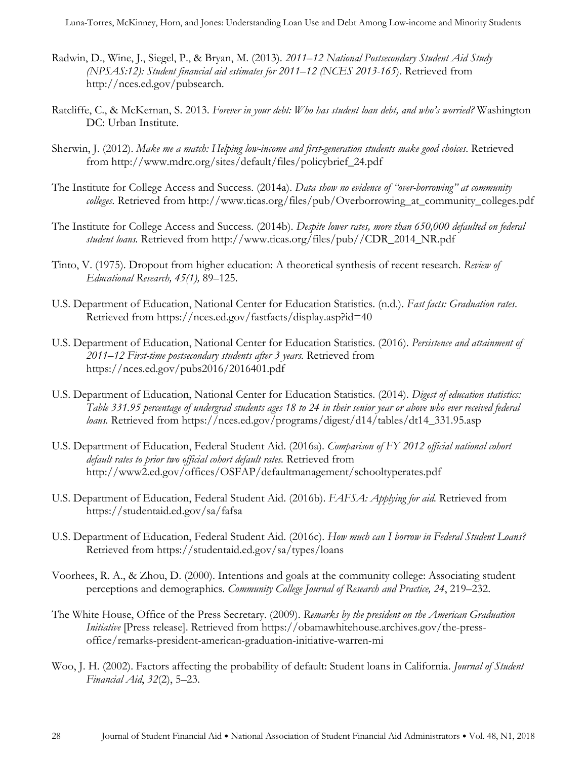Radwin, D., Wine, J., Siegel, P., & Bryan, M. (2013). *2011–12 National Postsecondary Student Aid Study (NPSAS:12): Student financial aid estimates for 2011–12 (NCES 2013-165*). Retrieved from http://nces.ed.gov/pubsearch.

Ratcliffe, C., & McKernan, S. 2013. *Forever in your debt: Who has student loan debt, and who's worried?* Washington DC: Urban Institute.

Sherwin, J. (2012). *Make me a match: Helping low-income and first-generation students make good choices*. Retrieved from http://www.mdrc.org/sites/default/files/policybrief_24.pdf

The Institute for College Access and Success. (2014a). *Data show no evidence of "over-borrowing" at community colleges*. Retrieved from http://www.ticas.org/files/pub/Overborrowing_at_community_colleges.pdf

The Institute for College Access and Success. (2014b). *Despite lower rates, more than 650,000 defaulted on federal student loans.* Retrieved from http://www.ticas.org/files/pub//CDR_2014_NR.pdf

Tinto, V. (1975). Dropout from higher education: A theoretical synthesis of recent research. *Review of Educational Research, 45(1),* 89–125.

U.S. Department of Education, National Center for Education Statistics. (n.d.). *Fast facts: Graduation rates*. Retrieved from https://nces.ed.gov/fastfacts/display.asp?id=40

U.S. Department of Education, National Center for Education Statistics. (2016). *Persistence and attainment of 2011–12 First-time postsecondary students after 3 years.* Retrieved from https://nces.ed.gov/pubs2016/2016401.pdf

U.S. Department of Education, National Center for Education Statistics. (2014). *Digest of education statistics: Table 331.95 percentage of undergrad students ages 18 to 24 in their senior year or above who ever received federal loans.* Retrieved from https://nces.ed.gov/programs/digest/d14/tables/dt14_331.95.asp

U.S. Department of Education, Federal Student Aid. (2016a). *Comparison of FY 2012 official national cohort default rates to prior two official cohort default rates.* Retrieved from http://www2.ed.gov/offices/OSFAP/defaultmanagement/schooltyperates.pdf

U.S. Department of Education, Federal Student Aid. (2016b). *FAFSA: Applying for aid.* Retrieved from https://studentaid.ed.gov/sa/fafsa

U.S. Department of Education, Federal Student Aid. (2016c). *How much can I borrow in Federal Student Loans?* Retrieved from https://studentaid.ed.gov/sa/types/loans

Voorhees, R. A., & Zhou, D. (2000). Intentions and goals at the community college: Associating student perceptions and demographics. *Community College Journal of Research and Practice, 24*, 219–232.

The White House, Office of the Press Secretary. (2009). *Remarks by the president on the American Graduation Initiative* [Press release]. Retrieved from https://obamawhitehouse.archives.gov/the-press-office/remarks-president-american-graduation-initiative-warren-mi

Woo, J. H. (2002). Factors affecting the probability of default: Student loans in California. *Journal of Student Financial Aid*, *32*(2), 5–23.